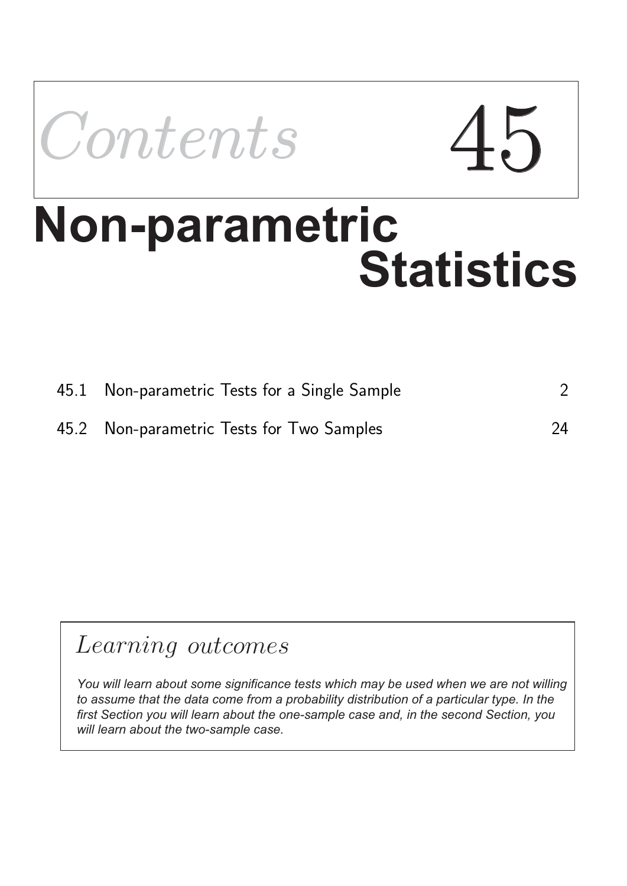# Contents 45

# Non-parametric Statistics

| | | |
|---|---|---|
| 45.1 | Non-parametric Tests for a Single Sample | 2 |
| 45.2 | Non-parametric Tests for Two Samples | 24 |

## *Learning outcomes*

*You will learn about some significance tests which may be used when we are not willing to assume that the data come from a probability distribution of a particular type. In the first Section you will learn about the one-sample case and, in the second Section, you will learn about the two-sample case.*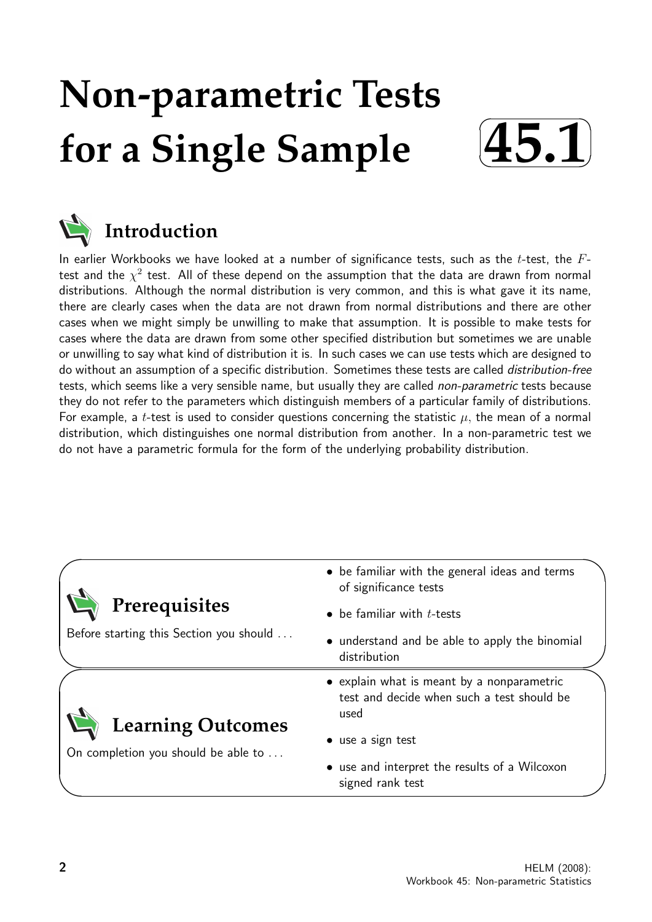# Non-parametric Tests for a Single Sample

# 45.1

## Introduction

In earlier Workbooks we have looked at a number of significance tests, such as the $t$-test, the $F$-test and the $\chi^2$ test. All of these depend on the assumption that the data are drawn from normal distributions. Although the normal distribution is very common, and this is what gave it its name, there are clearly cases when the data are not drawn from normal distributions and there are other cases when we might simply be unwilling to make that assumption. It is possible to make tests for cases where the data are drawn from some other specified distribution but sometimes we are unable or unwilling to say what kind of distribution it is. In such cases we can use tests which are designed to do without an assumption of a specific distribution. Sometimes these tests are called *distribution-free* tests, which seems like a very sensible name, but usually they are called *non-parametric* tests because they do not refer to the parameters which distinguish members of a particular family of distributions. For example, a $t$-test is used to consider questions concerning the statistic $\mu$, the mean of a normal distribution, which distinguishes one normal distribution from another. In a non-parametric test we do not have a parametric formula for the form of the underlying probability distribution.

## Prerequisites

Before starting this Section you should ...

- be familiar with the general ideas and terms of significance tests
- be familiar with $t$-tests
- understand and be able to apply the binomial distribution

## Learning Outcomes

On completion you should be able to ...

- explain what is meant by a nonparametric test and decide when such a test should be used
- use a sign test
- use and interpret the results of a Wilcoxon signed rank test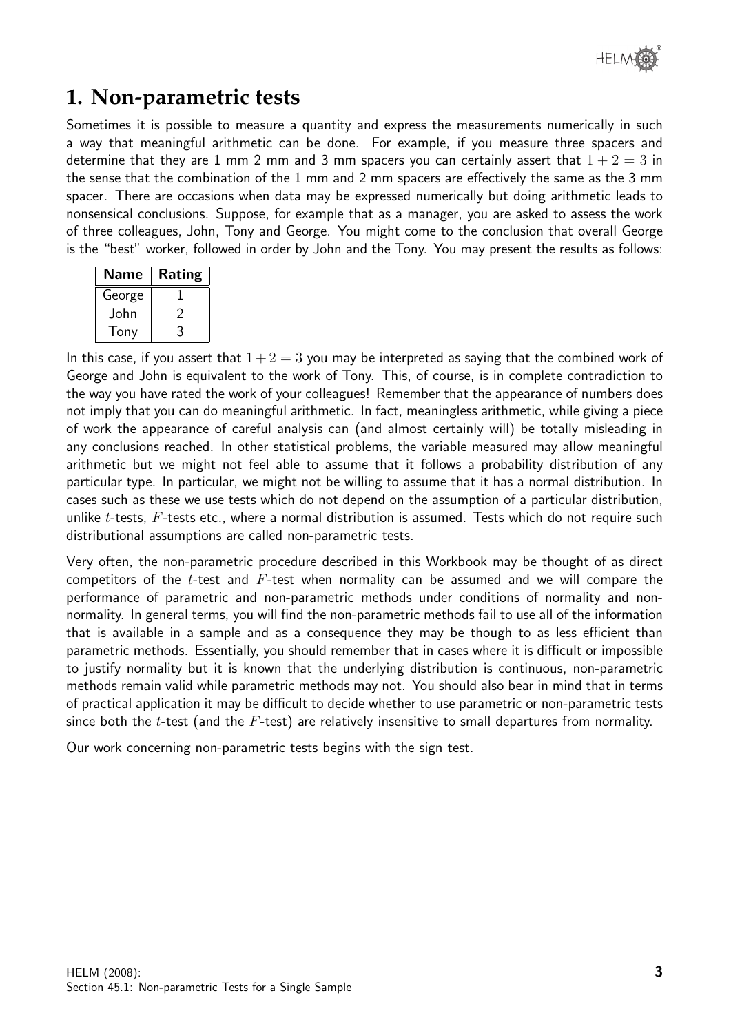# 1. Non-parametric tests

Sometimes it is possible to measure a quantity and express the measurements numerically in such a way that meaningful arithmetic can be done. For example, if you measure three spacers and determine that they are 1 mm 2 mm and 3 mm spacers you can certainly assert that $1 + 2 = 3$ in the sense that the combination of the 1 mm and 2 mm spacers are effectively the same as the 3 mm spacer. There are occasions when data may be expressed numerically but doing arithmetic leads to nonsensical conclusions. Suppose, for example that as a manager, you are asked to assess the work of three colleagues, John, Tony and George. You might come to the conclusion that overall George is the "best" worker, followed in order by John and the Tony. You may present the results as follows:

| Name | Rating |
|---|---|
| George | 1 |
| John | 2 |
| Tony | 3 |

In this case, if you assert that $1 + 2 = 3$ you may be interpreted as saying that the combined work of George and John is equivalent to the work of Tony. This, of course, is in complete contradiction to the way you have rated the work of your colleagues! Remember that the appearance of numbers does not imply that you can do meaningful arithmetic. In fact, meaningless arithmetic, while giving a piece of work the appearance of careful analysis can (and almost certainly will) be totally misleading in any conclusions reached. In other statistical problems, the variable measured may allow meaningful arithmetic but we might not feel able to assume that it follows a probability distribution of any particular type. In particular, we might not be willing to assume that it has a normal distribution. In cases such as these we use tests which do not depend on the assumption of a particular distribution, unlike $t$-tests, $F$-tests etc., where a normal distribution is assumed. Tests which do not require such distributional assumptions are called non-parametric tests.

Very often, the non-parametric procedure described in this Workbook may be thought of as direct competitors of the $t$-test and $F$-test when normality can be assumed and we will compare the performance of parametric and non-parametric methods under conditions of normality and non-normality. In general terms, you will find the non-parametric methods fail to use all of the information that is available in a sample and as a consequence they may be though to as less efficient than parametric methods. Essentially, you should remember that in cases where it is difficult or impossible to justify normality but it is known that the underlying distribution is continuous, non-parametric methods remain valid while parametric methods may not. You should also bear in mind that in terms of practical application it may be difficult to decide whether to use parametric or non-parametric tests since both the $t$-test (and the $F$-test) are relatively insensitive to small departures from normality.

Our work concerning non-parametric tests begins with the sign test.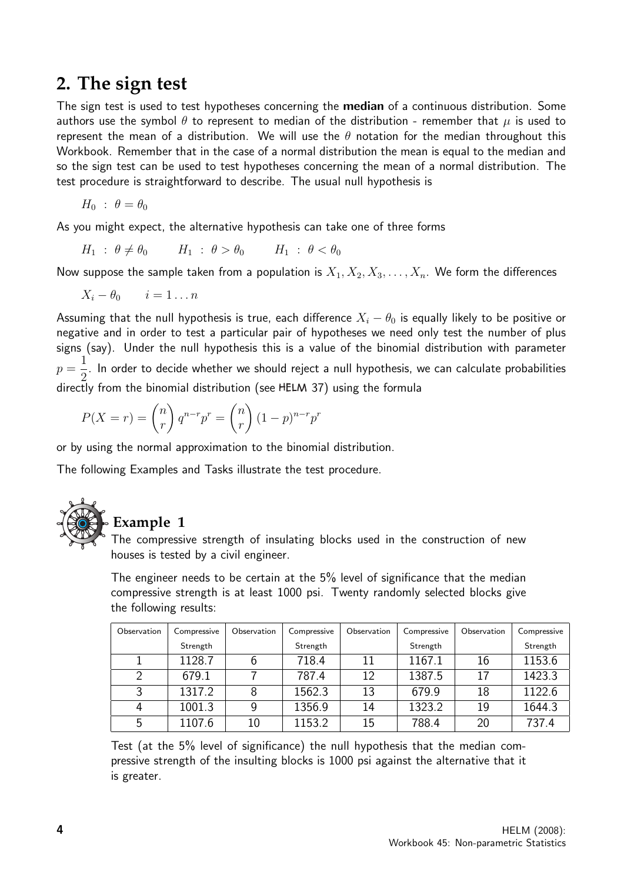## 2. The sign test

The sign test is used to test hypotheses concerning the **median** of a continuous distribution. Some authors use the symbol $\theta$ to represent to median of the distribution - remember that $\mu$ is used to represent the mean of a distribution. We will use the $\theta$ notation for the median throughout this Workbook. Remember that in the case of a normal distribution the mean is equal to the median and so the sign test can be used to test hypotheses concerning the mean of a normal distribution. The test procedure is straightforward to describe. The usual null hypothesis is

$$H_0 \; : \; \theta = \theta_0$$

As you might expect, the alternative hypothesis can take one of three forms

$$H_1 \; : \; \theta \neq \theta_0 \qquad H_1 \; : \; \theta > \theta_0 \qquad H_1 \; : \; \theta < \theta_0$$

Now suppose the sample taken from a population is $X_1, X_2, X_3, \ldots, X_n$. We form the differences

$$X_i - \theta_0 \qquad i = 1 \ldots n$$

Assuming that the null hypothesis is true, each difference $X_i - \theta_0$ is equally likely to be positive or negative and in order to test a particular pair of hypotheses we need only test the number of plus signs (say). Under the null hypothesis this is a value of the binomial distribution with parameter $p = \dfrac{1}{2}$. In order to decide whether we should reject a null hypothesis, we can calculate probabilities directly from the binomial distribution (see HELM 37) using the formula

$$P(X = r) = \binom{n}{r} q^{n-r} p^r = \binom{n}{r} (1-p)^{n-r} p^r$$

or by using the normal approximation to the binomial distribution.

The following Examples and Tasks illustrate the test procedure.

### Example 1

The compressive strength of insulating blocks used in the construction of new houses is tested by a civil engineer.

The engineer needs to be certain at the 5% level of significance that the median compressive strength is at least 1000 psi. Twenty randomly selected blocks give the following results:

| Observation | Compressive Strength | Observation | Compressive Strength | Observation | Compressive Strength | Observation | Compressive Strength |
|---|---|---|---|---|---|---|---|
| 1 | 1128.7 | 6 | 718.4 | 11 | 1167.1 | 16 | 1153.6 |
| 2 | 679.1 | 7 | 787.4 | 12 | 1387.5 | 17 | 1423.3 |
| 3 | 1317.2 | 8 | 1562.3 | 13 | 679.9 | 18 | 1122.6 |
| 4 | 1001.3 | 9 | 1356.9 | 14 | 1323.2 | 19 | 1644.3 |
| 5 | 1107.6 | 10 | 1153.2 | 15 | 788.4 | 20 | 737.4 |

Test (at the 5% level of significance) the null hypothesis that the median compressive strength of the insulting blocks is 1000 psi against the alternative that it is greater.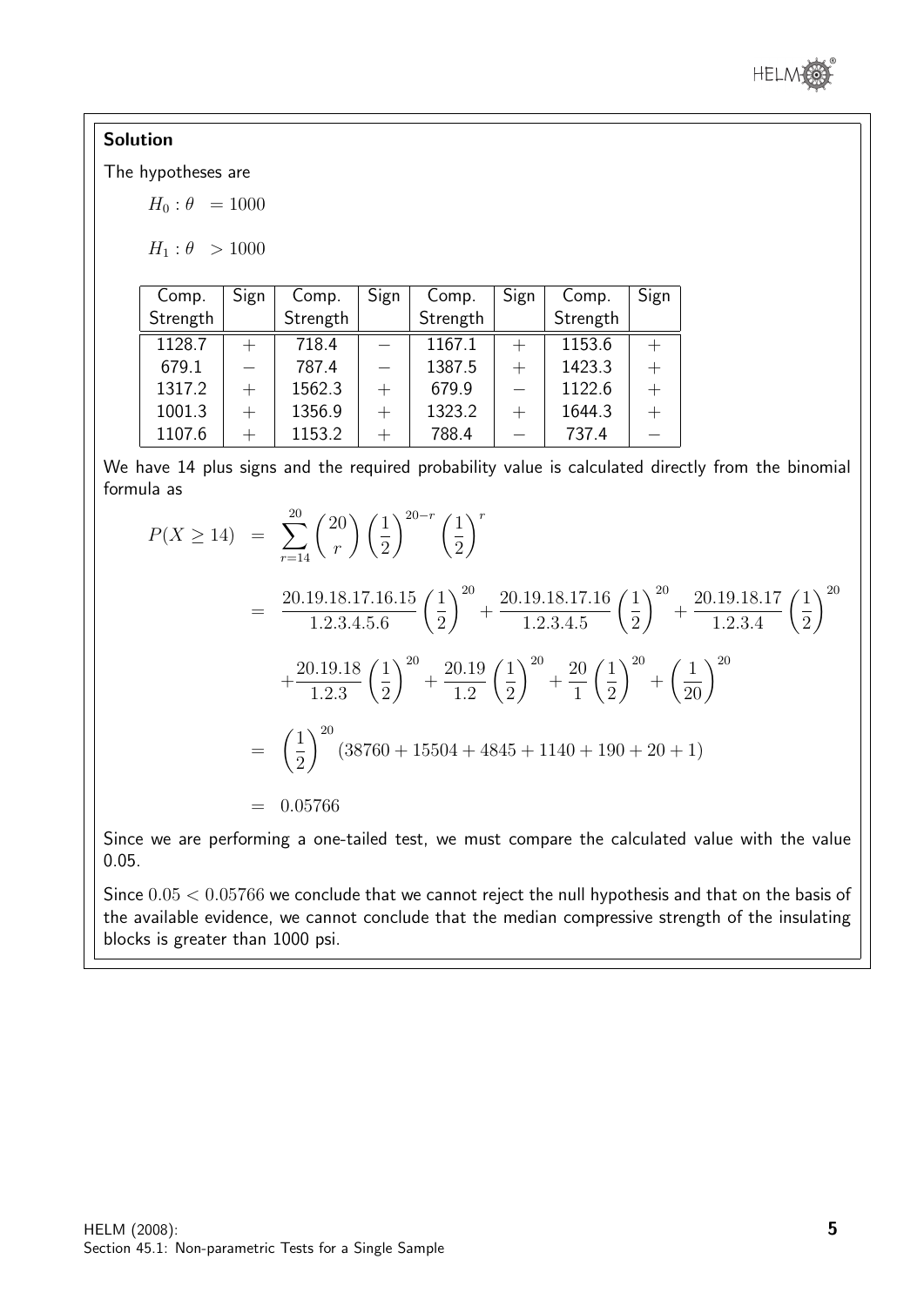**Solution**

The hypotheses are

$$H_0 : \theta \;\; = 1000$$

$$H_1 : \theta \;\; > 1000$$

| Comp. Strength | Sign | Comp. Strength | Sign | Comp. Strength | Sign | Comp. Strength | Sign |
|---|---|---|---|---|---|---|---|
| 1128.7 | $+$ | 718.4 | $-$ | 1167.1 | $+$ | 1153.6 | $+$ |
| 679.1 | $-$ | 787.4 | $-$ | 1387.5 | $+$ | 1423.3 | $+$ |
| 1317.2 | $+$ | 1562.3 | $+$ | 679.9 | $-$ | 1122.6 | $+$ |
| 1001.3 | $+$ | 1356.9 | $+$ | 1323.2 | $+$ | 1644.3 | $+$ |
| 1107.6 | $+$ | 1153.2 | $+$ | 788.4 | $-$ | 737.4 | $-$ |

We have 14 plus signs and the required probability value is calculated directly from the binomial formula as

$$
\begin{aligned}
P(X \geq 14) &= \sum_{r=14}^{20} \binom{20}{r} \left(\frac{1}{2}\right)^{20-r} \left(\frac{1}{2}\right)^{r} \\
&= \frac{20.19.18.17.16.15}{1.2.3.4.5.6}\left(\frac{1}{2}\right)^{20} + \frac{20.19.18.17.16}{1.2.3.4.5}\left(\frac{1}{2}\right)^{20} + \frac{20.19.18.17}{1.2.3.4}\left(\frac{1}{2}\right)^{20} \\
&\quad + \frac{20.19.18}{1.2.3}\left(\frac{1}{2}\right)^{20} + \frac{20.19}{1.2}\left(\frac{1}{2}\right)^{20} + \frac{20}{1}\left(\frac{1}{2}\right)^{20} + \left(\frac{1}{20}\right)^{20} \\
&= \left(\frac{1}{2}\right)^{20} (38760 + 15504 + 4845 + 1140 + 190 + 20 + 1) \\
&= 0.05766
\end{aligned}
$$

Since we are performing a one-tailed test, we must compare the calculated value with the value 0.05.

Since $0.05 < 0.05766$ we conclude that we cannot reject the null hypothesis and that on the basis of the available evidence, we cannot conclude that the median compressive strength of the insulating blocks is greater than 1000 psi.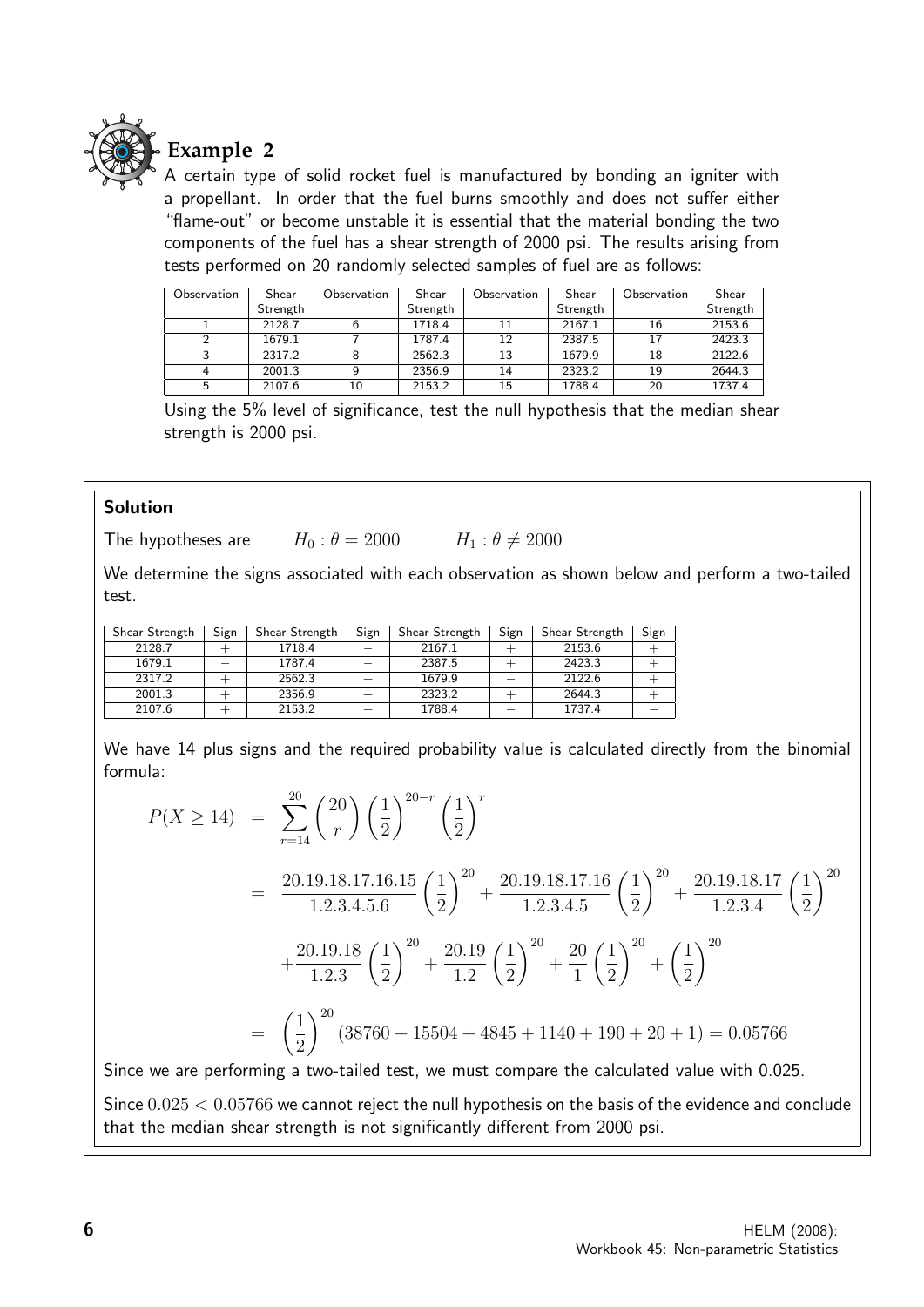## Example 2

A certain type of solid rocket fuel is manufactured by bonding an igniter with a propellant. In order that the fuel burns smoothly and does not suffer either "flame-out" or become unstable it is essential that the material bonding the two components of the fuel has a shear strength of 2000 psi. The results arising from tests performed on 20 randomly selected samples of fuel are as follows:

| Observation | Shear Strength | Observation | Shear Strength | Observation | Shear Strength | Observation | Shear Strength |
|---|---|---|---|---|---|---|---|
| 1 | 2128.7 | 6 | 1718.4 | 11 | 2167.1 | 16 | 2153.6 |
| 2 | 1679.1 | 7 | 1787.4 | 12 | 2387.5 | 17 | 2423.3 |
| 3 | 2317.2 | 8 | 2562.3 | 13 | 1679.9 | 18 | 2122.6 |
| 4 | 2001.3 | 9 | 2356.9 | 14 | 2323.2 | 19 | 2644.3 |
| 5 | 2107.6 | 10 | 2153.2 | 15 | 1788.4 | 20 | 1737.4 |

Using the 5% level of significance, test the null hypothesis that the median shear strength is 2000 psi.

**Solution**

The hypotheses are $\quad H_0 : \theta = 2000 \qquad H_1 : \theta \neq 2000$

We determine the signs associated with each observation as shown below and perform a two-tailed test.

| Shear Strength | Sign | Shear Strength | Sign | Shear Strength | Sign | Shear Strength | Sign |
|---|---|---|---|---|---|---|---|
| 2128.7 | $+$ | 1718.4 | $-$ | 2167.1 | $+$ | 2153.6 | $+$ |
| 1679.1 | $-$ | 1787.4 | $-$ | 2387.5 | $+$ | 2423.3 | $+$ |
| 2317.2 | $+$ | 2562.3 | $+$ | 1679.9 | $-$ | 2122.6 | $+$ |
| 2001.3 | $+$ | 2356.9 | $+$ | 2323.2 | $+$ | 2644.3 | $+$ |
| 2107.6 | $+$ | 2153.2 | $+$ | 1788.4 | $-$ | 1737.4 | $-$ |

We have 14 plus signs and the required probability value is calculated directly from the binomial formula:

$$
\begin{aligned}
P(X \geq 14) &= \sum_{r=14}^{20} \binom{20}{r} \left(\frac{1}{2}\right)^{20-r} \left(\frac{1}{2}\right)^{r} \\
&= \frac{20.19.18.17.16.15}{1.2.3.4.5.6}\left(\frac{1}{2}\right)^{20} + \frac{20.19.18.17.16}{1.2.3.4.5}\left(\frac{1}{2}\right)^{20} + \frac{20.19.18.17}{1.2.3.4}\left(\frac{1}{2}\right)^{20} \\
&\quad + \frac{20.19.18}{1.2.3}\left(\frac{1}{2}\right)^{20} + \frac{20.19}{1.2}\left(\frac{1}{2}\right)^{20} + \frac{20}{1}\left(\frac{1}{2}\right)^{20} + \left(\frac{1}{2}\right)^{20} \\
&= \left(\frac{1}{2}\right)^{20} (38760 + 15504 + 4845 + 1140 + 190 + 20 + 1) = 0.05766
\end{aligned}
$$

Since we are performing a two-tailed test, we must compare the calculated value with 0.025.

Since $0.025 < 0.05766$ we cannot reject the null hypothesis on the basis of the evidence and conclude that the median shear strength is not significantly different from 2000 psi.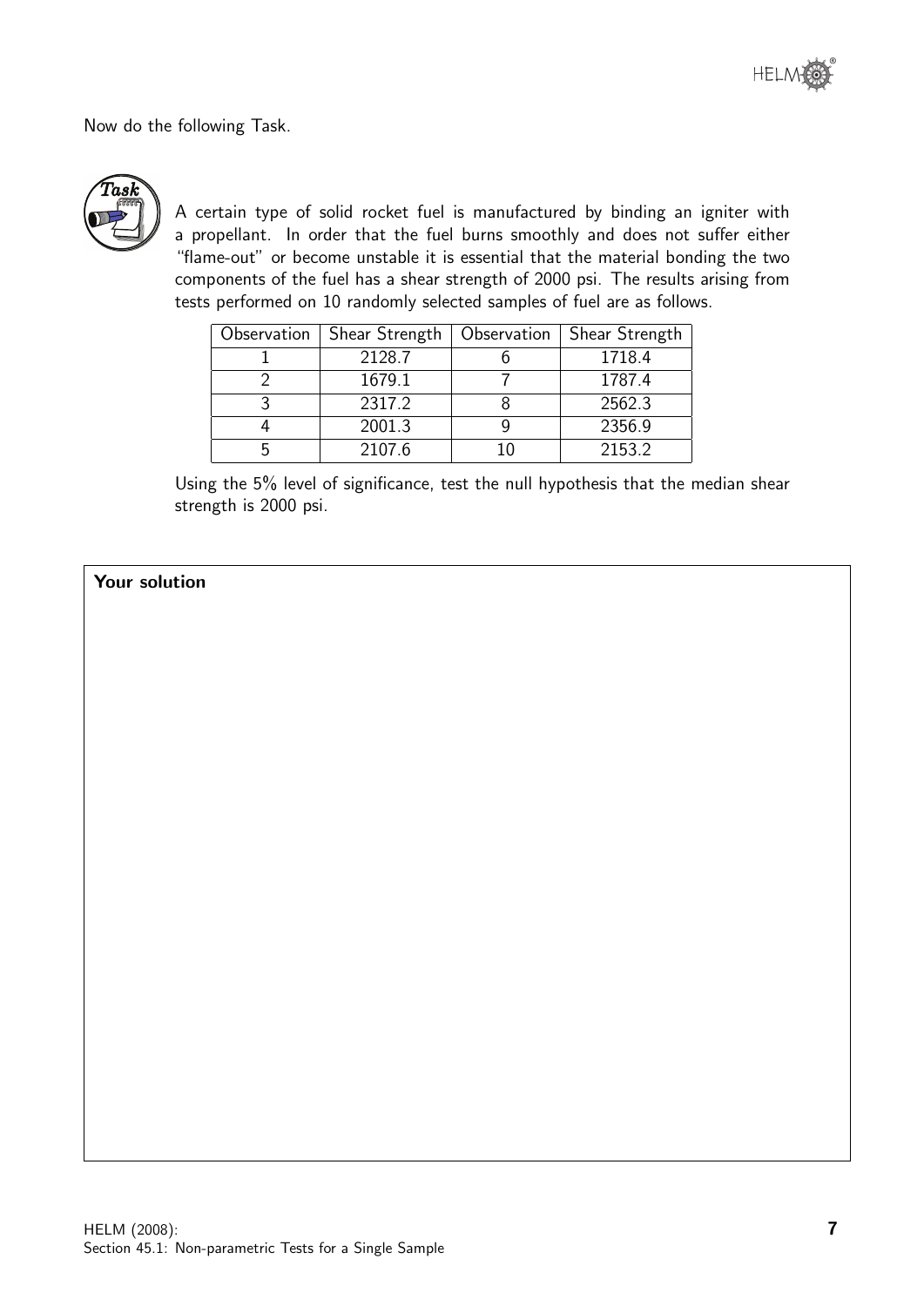Now do the following Task.

**Task**

A certain type of solid rocket fuel is manufactured by binding an igniter with a propellant. In order that the fuel burns smoothly and does not suffer either "flame-out" or become unstable it is essential that the material bonding the two components of the fuel has a shear strength of 2000 psi. The results arising from tests performed on 10 randomly selected samples of fuel are as follows.

| Observation | Shear Strength | Observation | Shear Strength |
|---|---|---|---|
| 1 | 2128.7 | 6 | 1718.4 |
| 2 | 1679.1 | 7 | 1787.4 |
| 3 | 2317.2 | 8 | 2562.3 |
| 4 | 2001.3 | 9 | 2356.9 |
| 5 | 2107.6 | 10 | 2153.2 |

Using the 5% level of significance, test the null hypothesis that the median shear strength is 2000 psi.

**Your solution**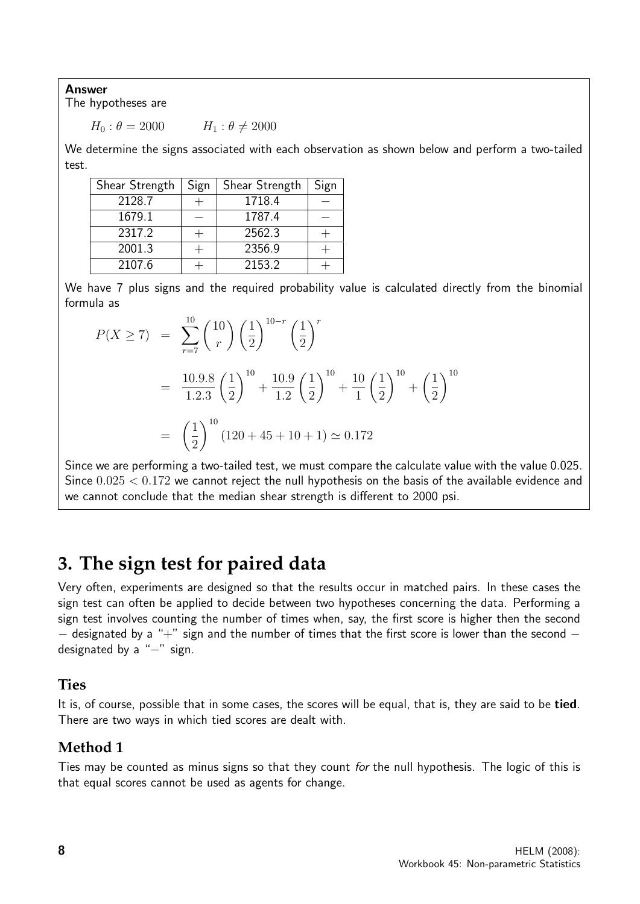**Answer**

The hypotheses are

$H_0 : \theta = 2000 \qquad H_1 : \theta \neq 2000$

We determine the signs associated with each observation as shown below and perform a two-tailed test.

| Shear Strength | Sign | Shear Strength | Sign |
|---|---|---|---|
| 2128.7 | $+$ | 1718.4 | $-$ |
| 1679.1 | $-$ | 1787.4 | $-$ |
| 2317.2 | $+$ | 2562.3 | $+$ |
| 2001.3 | $+$ | 2356.9 | $+$ |
| 2107.6 | $+$ | 2153.2 | $+$ |

We have 7 plus signs and the required probability value is calculated directly from the binomial formula as

$$\begin{aligned} P(X \geq 7) &= \sum_{r=7}^{10} \binom{10}{r} \left(\frac{1}{2}\right)^{10-r} \left(\frac{1}{2}\right)^{r} \\ &= \frac{10.9.8}{1.2.3}\left(\frac{1}{2}\right)^{10} + \frac{10.9}{1.2}\left(\frac{1}{2}\right)^{10} + \frac{10}{1}\left(\frac{1}{2}\right)^{10} + \left(\frac{1}{2}\right)^{10} \\ &= \left(\frac{1}{2}\right)^{10}(120 + 45 + 10 + 1) \simeq 0.172 \end{aligned}$$

Since we are performing a two-tailed test, we must compare the calculate value with the value 0.025. Since $0.025 < 0.172$ we cannot reject the null hypothesis on the basis of the available evidence and we cannot conclude that the median shear strength is different to 2000 psi.

## 3. The sign test for paired data

Very often, experiments are designed so that the results occur in matched pairs. In these cases the sign test can often be applied to decide between two hypotheses concerning the data. Performing a sign test involves counting the number of times when, say, the first score is higher then the second $-$ designated by a "$+$" sign and the number of times that the first score is lower than the second $-$ designated by a "$-$" sign.

### Ties

It is, of course, possible that in some cases, the scores will be equal, that is, they are said to be **tied**. There are two ways in which tied scores are dealt with.

### Method 1

Ties may be counted as minus signs so that they count *for* the null hypothesis. The logic of this is that equal scores cannot be used as agents for change.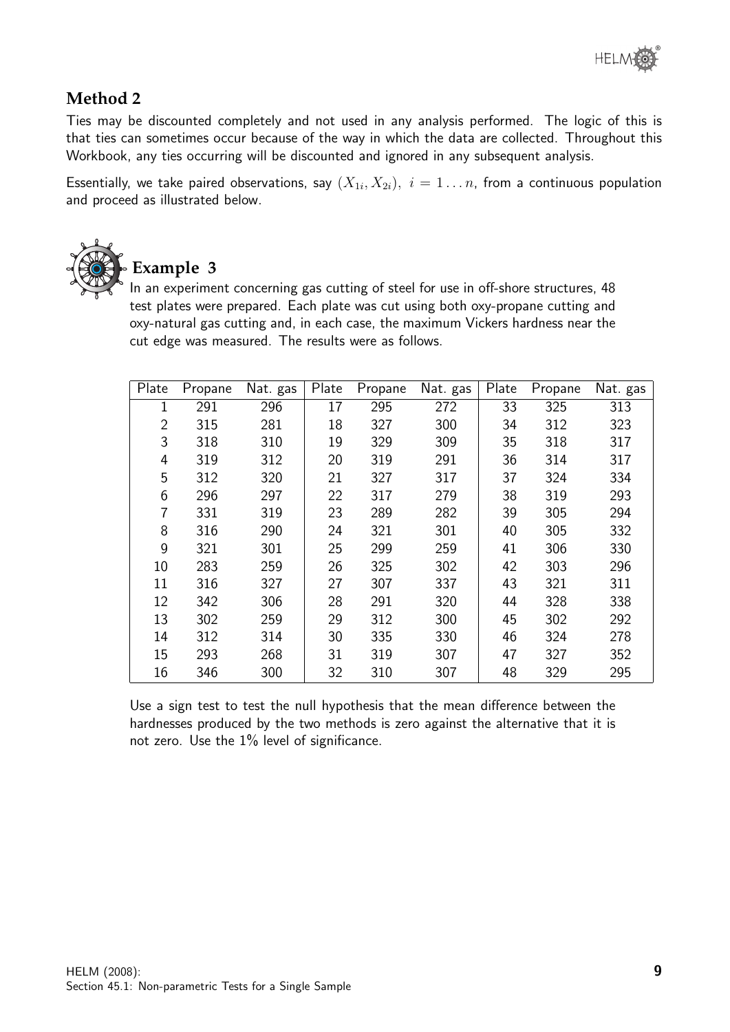## Method 2

Ties may be discounted completely and not used in any analysis performed. The logic of this is that ties can sometimes occur because of the way in which the data are collected. Throughout this Workbook, any ties occurring will be discounted and ignored in any subsequent analysis.

Essentially, we take paired observations, say $(X_{1i}, X_{2i}),\ i = 1 \dots n$, from a continuous population and proceed as illustrated below.

## Example 3

In an experiment concerning gas cutting of steel for use in off-shore structures, 48 test plates were prepared. Each plate was cut using both oxy-propane cutting and oxy-natural gas cutting and, in each case, the maximum Vickers hardness near the cut edge was measured. The results were as follows.

| Plate | Propane | Nat. gas | Plate | Propane | Nat. gas | Plate | Propane | Nat. gas |
|---|---|---|---|---|---|---|---|---|
| 1 | 291 | 296 | 17 | 295 | 272 | 33 | 325 | 313 |
| 2 | 315 | 281 | 18 | 327 | 300 | 34 | 312 | 323 |
| 3 | 318 | 310 | 19 | 329 | 309 | 35 | 318 | 317 |
| 4 | 319 | 312 | 20 | 319 | 291 | 36 | 314 | 317 |
| 5 | 312 | 320 | 21 | 327 | 317 | 37 | 324 | 334 |
| 6 | 296 | 297 | 22 | 317 | 279 | 38 | 319 | 293 |
| 7 | 331 | 319 | 23 | 289 | 282 | 39 | 305 | 294 |
| 8 | 316 | 290 | 24 | 321 | 301 | 40 | 305 | 332 |
| 9 | 321 | 301 | 25 | 299 | 259 | 41 | 306 | 330 |
| 10 | 283 | 259 | 26 | 325 | 302 | 42 | 303 | 296 |
| 11 | 316 | 327 | 27 | 307 | 337 | 43 | 321 | 311 |
| 12 | 342 | 306 | 28 | 291 | 320 | 44 | 328 | 338 |
| 13 | 302 | 259 | 29 | 312 | 300 | 45 | 302 | 292 |
| 14 | 312 | 314 | 30 | 335 | 330 | 46 | 324 | 278 |
| 15 | 293 | 268 | 31 | 319 | 307 | 47 | 327 | 352 |
| 16 | 346 | 300 | 32 | 310 | 307 | 48 | 329 | 295 |

Use a sign test to test the null hypothesis that the mean difference between the hardnesses produced by the two methods is zero against the alternative that it is not zero. Use the 1% level of significance.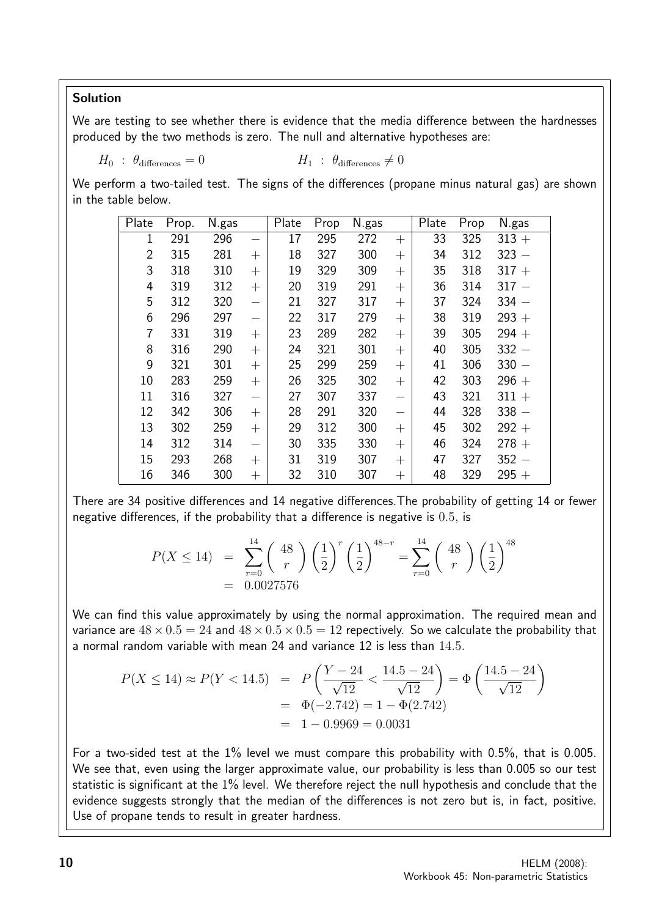**Solution**

We are testing to see whether there is evidence that the media difference between the hardnesses produced by the two methods is zero. The null and alternative hypotheses are:

$$H_0 \ : \ \theta_{\text{differences}} = 0 \qquad\qquad H_1 \ : \ \theta_{\text{differences}} \neq 0$$

We perform a two-tailed test. The signs of the differences (propane minus natural gas) are shown in the table below.

| Plate | Prop. | N.gas | | Plate | Prop | N.gas | | Plate | Prop | N.gas | |
|---|---|---|---|---|---|---|---|---|---|---|---|
| 1 | 291 | 296 | − | 17 | 295 | 272 | + | 33 | 325 | 313 | + |
| 2 | 315 | 281 | + | 18 | 327 | 300 | + | 34 | 312 | 323 | − |
| 3 | 318 | 310 | + | 19 | 329 | 309 | + | 35 | 318 | 317 | + |
| 4 | 319 | 312 | + | 20 | 319 | 291 | + | 36 | 314 | 317 | − |
| 5 | 312 | 320 | − | 21 | 327 | 317 | + | 37 | 324 | 334 | − |
| 6 | 296 | 297 | − | 22 | 317 | 279 | + | 38 | 319 | 293 | + |
| 7 | 331 | 319 | + | 23 | 289 | 282 | + | 39 | 305 | 294 | + |
| 8 | 316 | 290 | + | 24 | 321 | 301 | + | 40 | 305 | 332 | − |
| 9 | 321 | 301 | + | 25 | 299 | 259 | + | 41 | 306 | 330 | − |
| 10 | 283 | 259 | + | 26 | 325 | 302 | + | 42 | 303 | 296 | + |
| 11 | 316 | 327 | − | 27 | 307 | 337 | − | 43 | 321 | 311 | + |
| 12 | 342 | 306 | + | 28 | 291 | 320 | − | 44 | 328 | 338 | − |
| 13 | 302 | 259 | + | 29 | 312 | 300 | + | 45 | 302 | 292 | + |
| 14 | 312 | 314 | − | 30 | 335 | 330 | + | 46 | 324 | 278 | + |
| 15 | 293 | 268 | + | 31 | 319 | 307 | + | 47 | 327 | 352 | − |
| 16 | 346 | 300 | + | 32 | 310 | 307 | + | 48 | 329 | 295 | + |

There are 34 positive differences and 14 negative differences.The probability of getting 14 or fewer negative differences, if the probability that a difference is negative is $0.5$, is

$$\begin{aligned} P(X \leq 14) &= \sum_{r=0}^{14} \binom{48}{r} \left(\frac{1}{2}\right)^r \left(\frac{1}{2}\right)^{48-r} = \sum_{r=0}^{14} \binom{48}{r} \left(\frac{1}{2}\right)^{48} \\ &= 0.0027576 \end{aligned}$$

We can find this value approximately by using the normal approximation. The required mean and variance are $48 \times 0.5 = 24$ and $48 \times 0.5 \times 0.5 = 12$ repectively. So we calculate the probability that a normal random variable with mean 24 and variance 12 is less than $14.5$.

$$\begin{aligned} P(X \leq 14) \approx P(Y < 14.5) &= P\left(\frac{Y - 24}{\sqrt{12}} < \frac{14.5 - 24}{\sqrt{12}}\right) = \Phi\left(\frac{14.5 - 24}{\sqrt{12}}\right) \\ &= \Phi(-2.742) = 1 - \Phi(2.742) \\ &= 1 - 0.9969 = 0.0031 \end{aligned}$$

For a two-sided test at the 1% level we must compare this probability with 0.5%, that is 0.005. We see that, even using the larger approximate value, our probability is less than 0.005 so our test statistic is significant at the 1% level. We therefore reject the null hypothesis and conclude that the evidence suggests strongly that the median of the differences is not zero but is, in fact, positive. Use of propane tends to result in greater hardness.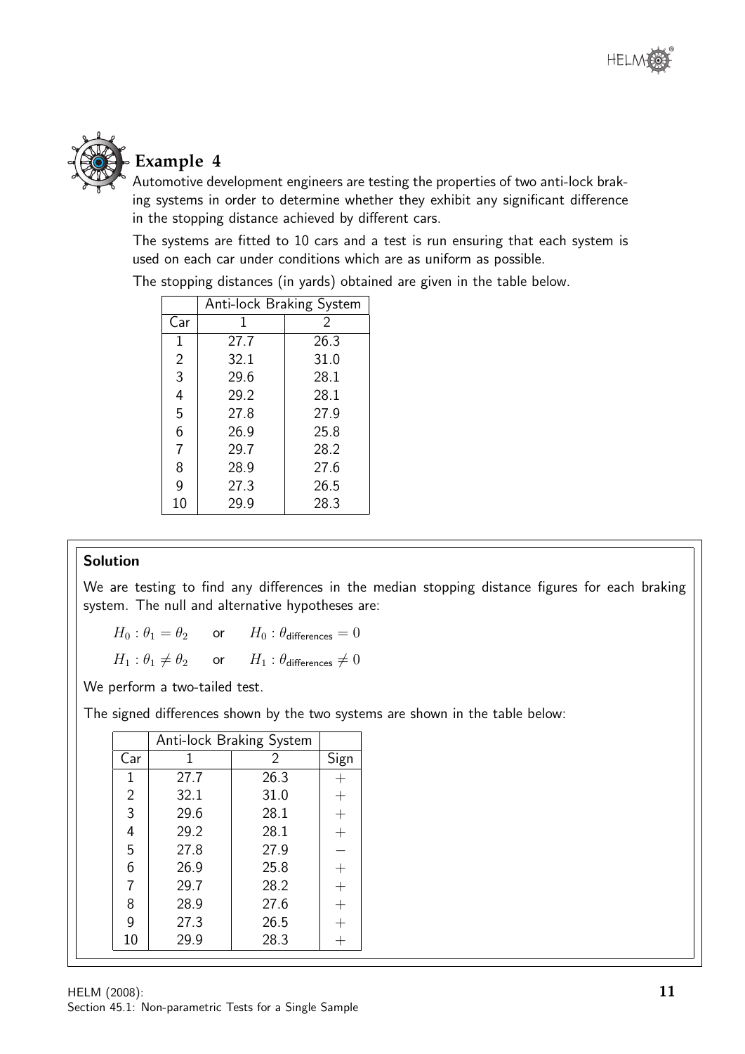## Example 4

Automotive development engineers are testing the properties of two anti-lock braking systems in order to determine whether they exhibit any significant difference in the stopping distance achieved by different cars.

The systems are fitted to 10 cars and a test is run ensuring that each system is used on each car under conditions which are as uniform as possible.

The stopping distances (in yards) obtained are given in the table below.

| | Anti-lock Braking System | |
|---|---|---|
| Car | 1 | 2 |
| 1 | 27.7 | 26.3 |
| 2 | 32.1 | 31.0 |
| 3 | 29.6 | 28.1 |
| 4 | 29.2 | 28.1 |
| 5 | 27.8 | 27.9 |
| 6 | 26.9 | 25.8 |
| 7 | 29.7 | 28.2 |
| 8 | 28.9 | 27.6 |
| 9 | 27.3 | 26.5 |
| 10 | 29.9 | 28.3 |

### Solution

We are testing to find any differences in the median stopping distance figures for each braking system. The null and alternative hypotheses are:

$H_0 : \theta_1 = \theta_2$ or $H_0 : \theta_{\text{differences}} = 0$

$H_1 : \theta_1 \neq \theta_2$ or $H_1 : \theta_{\text{differences}} \neq 0$

We perform a two-tailed test.

The signed differences shown by the two systems are shown in the table below:

| | Anti-lock Braking System | | |
|---|---|---|---|
| Car | 1 | 2 | Sign |
| 1 | 27.7 | 26.3 | $+$ |
| 2 | 32.1 | 31.0 | $+$ |
| 3 | 29.6 | 28.1 | $+$ |
| 4 | 29.2 | 28.1 | $+$ |
| 5 | 27.8 | 27.9 | $-$ |
| 6 | 26.9 | 25.8 | $+$ |
| 7 | 29.7 | 28.2 | $+$ |
| 8 | 28.9 | 27.6 | $+$ |
| 9 | 27.3 | 26.5 | $+$ |
| 10 | 29.9 | 28.3 | $+$ |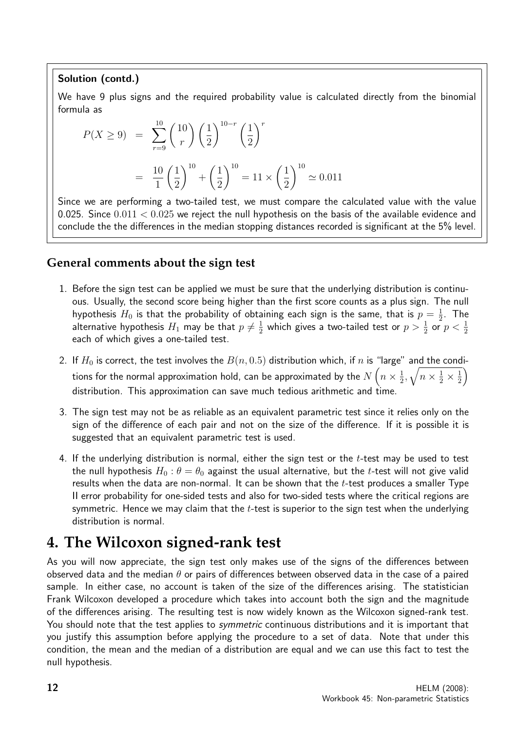**Solution (contd.)**

We have 9 plus signs and the required probability value is calculated directly from the binomial formula as

$$
\begin{aligned}
P(X \geq 9) &= \sum_{r=9}^{10} \binom{10}{r} \left(\frac{1}{2}\right)^{10-r} \left(\frac{1}{2}\right)^{r} \\
&= \frac{10}{1}\left(\frac{1}{2}\right)^{10} + \left(\frac{1}{2}\right)^{10} = 11 \times \left(\frac{1}{2}\right)^{10} \simeq 0.011
\end{aligned}
$$

Since we are performing a two-tailed test, we must compare the calculated value with the value 0.025. Since $0.011 < 0.025$ we reject the null hypothesis on the basis of the available evidence and conclude the the differences in the median stopping distances recorded is significant at the 5% level.

### General comments about the sign test

1. Before the sign test can be applied we must be sure that the underlying distribution is continuous. Usually, the second score being higher than the first score counts as a plus sign. The null hypothesis $H_0$ is that the probability of obtaining each sign is the same, that is $p = \frac{1}{2}$. The alternative hypothesis $H_1$ may be that $p \neq \frac{1}{2}$ which gives a two-tailed test or $p > \frac{1}{2}$ or $p < \frac{1}{2}$ each of which gives a one-tailed test.

2. If $H_0$ is correct, the test involves the $B(n, 0.5)$ distribution which, if $n$ is "large" and the conditions for the normal approximation hold, can be approximated by the $N\left(n \times \frac{1}{2}, \sqrt{n \times \frac{1}{2} \times \frac{1}{2}}\right)$ distribution. This approximation can save much tedious arithmetic and time.

3. The sign test may not be as reliable as an equivalent parametric test since it relies only on the sign of the difference of each pair and not on the size of the difference. If it is possible it is suggested that an equivalent parametric test is used.

4. If the underlying distribution is normal, either the sign test or the $t$-test may be used to test the null hypothesis $H_0 : \theta = \theta_0$ against the usual alternative, but the $t$-test will not give valid results when the data are non-normal. It can be shown that the $t$-test produces a smaller Type II error probability for one-sided tests and also for two-sided tests where the critical regions are symmetric. Hence we may claim that the $t$-test is superior to the sign test when the underlying distribution is normal.

# 4. The Wilcoxon signed-rank test

As you will now appreciate, the sign test only makes use of the signs of the differences between observed data and the median $\theta$ or pairs of differences between observed data in the case of a paired sample. In either case, no account is taken of the size of the differences arising. The statistician Frank Wilcoxon developed a procedure which takes into account both the sign and the magnitude of the differences arising. The resulting test is now widely known as the Wilcoxon signed-rank test. You should note that the test applies to *symmetric* continuous distributions and it is important that you justify this assumption before applying the procedure to a set of data. Note that under this condition, the mean and the median of a distribution are equal and we can use this fact to test the null hypothesis.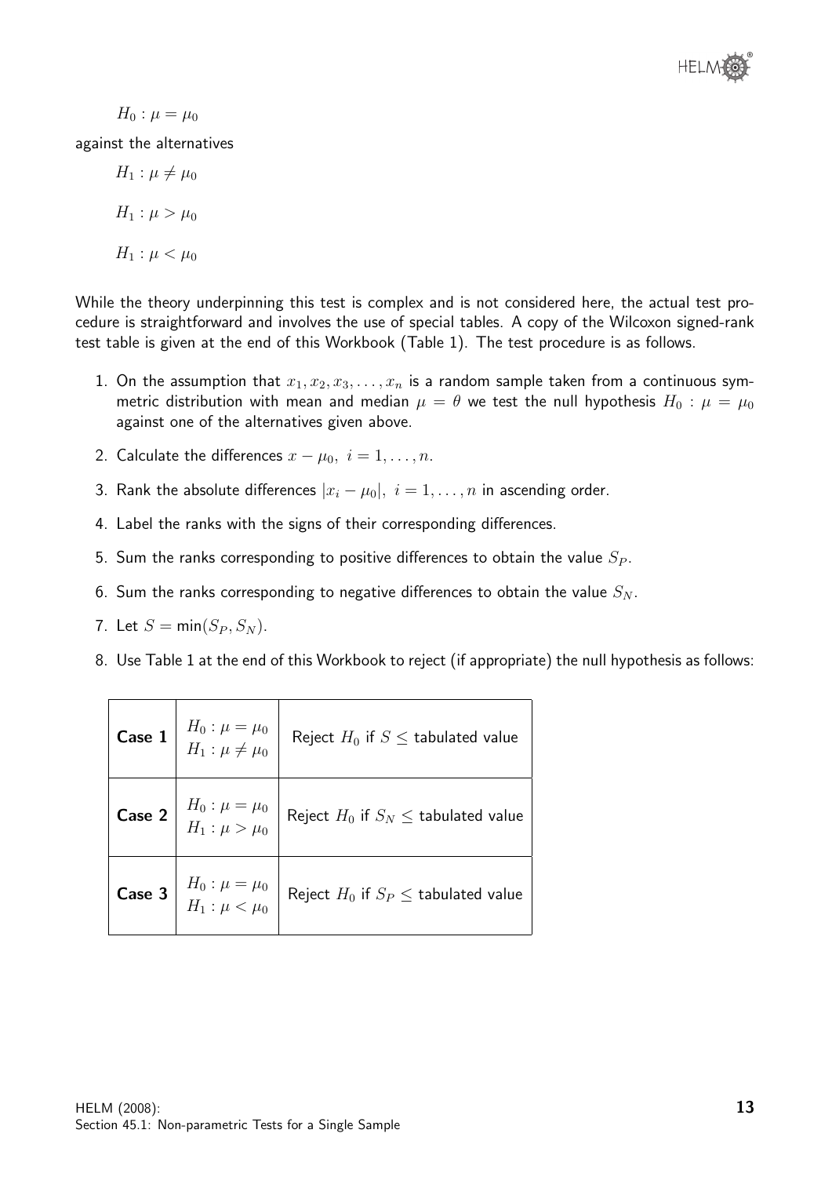$$H_0 : \mu = \mu_0$$

against the alternatives

$$H_1 : \mu \neq \mu_0$$

$$H_1 : \mu > \mu_0$$

$$H_1 : \mu < \mu_0$$

While the theory underpinning this test is complex and is not considered here, the actual test procedure is straightforward and involves the use of special tables. A copy of the Wilcoxon signed-rank test table is given at the end of this Workbook (Table 1). The test procedure is as follows.

1. On the assumption that $x_1, x_2, x_3, \ldots, x_n$ is a random sample taken from a continuous symmetric distribution with mean and median $\mu = \theta$ we test the null hypothesis $H_0 : \mu = \mu_0$ against one of the alternatives given above.
2. Calculate the differences $x - \mu_0, \ i = 1, \ldots, n$.
3. Rank the absolute differences $|x_i - \mu_0|, \ i = 1, \ldots, n$ in ascending order.
4. Label the ranks with the signs of their corresponding differences.
5. Sum the ranks corresponding to positive differences to obtain the value $S_P$.
6. Sum the ranks corresponding to negative differences to obtain the value $S_N$.
7. Let $S = \min(S_P, S_N)$.
8. Use Table 1 at the end of this Workbook to reject (if appropriate) the null hypothesis as follows:

| | | |
|---|---|---|
| **Case 1** | $H_0 : \mu = \mu_0$ <br> $H_1 : \mu \neq \mu_0$ | Reject $H_0$ if $S \leq$ tabulated value |
| **Case 2** | $H_0 : \mu = \mu_0$ <br> $H_1 : \mu > \mu_0$ | Reject $H_0$ if $S_N \leq$ tabulated value |
| **Case 3** | $H_0 : \mu = \mu_0$ <br> $H_1 : \mu < \mu_0$ | Reject $H_0$ if $S_P \leq$ tabulated value |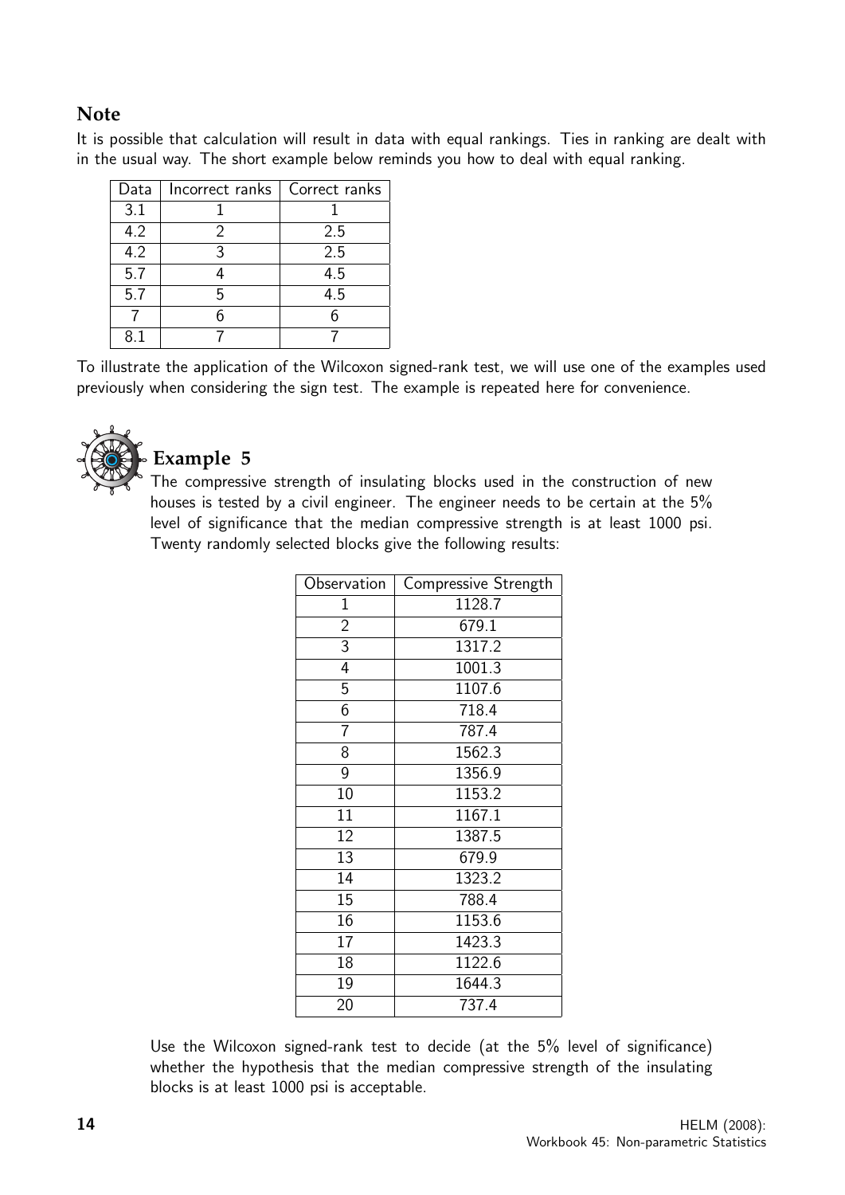## Note

It is possible that calculation will result in data with equal rankings. Ties in ranking are dealt with in the usual way. The short example below reminds you how to deal with equal ranking.

| Data | Incorrect ranks | Correct ranks |
|---|---|---|
| 3.1 | 1 | 1 |
| 4.2 | 2 | 2.5 |
| 4.2 | 3 | 2.5 |
| 5.7 | 4 | 4.5 |
| 5.7 | 5 | 4.5 |
| 7 | 6 | 6 |
| 8.1 | 7 | 7 |

To illustrate the application of the Wilcoxon signed-rank test, we will use one of the examples used previously when considering the sign test. The example is repeated here for convenience.

### Example 5

The compressive strength of insulating blocks used in the construction of new houses is tested by a civil engineer. The engineer needs to be certain at the 5% level of significance that the median compressive strength is at least 1000 psi. Twenty randomly selected blocks give the following results:

| Observation | Compressive Strength |
|---|---|
| 1 | 1128.7 |
| 2 | 679.1 |
| 3 | 1317.2 |
| 4 | 1001.3 |
| 5 | 1107.6 |
| 6 | 718.4 |
| 7 | 787.4 |
| 8 | 1562.3 |
| 9 | 1356.9 |
| 10 | 1153.2 |
| 11 | 1167.1 |
| 12 | 1387.5 |
| 13 | 679.9 |
| 14 | 1323.2 |
| 15 | 788.4 |
| 16 | 1153.6 |
| 17 | 1423.3 |
| 18 | 1122.6 |
| 19 | 1644.3 |
| 20 | 737.4 |

Use the Wilcoxon signed-rank test to decide (at the 5% level of significance) whether the hypothesis that the median compressive strength of the insulating blocks is at least 1000 psi is acceptable.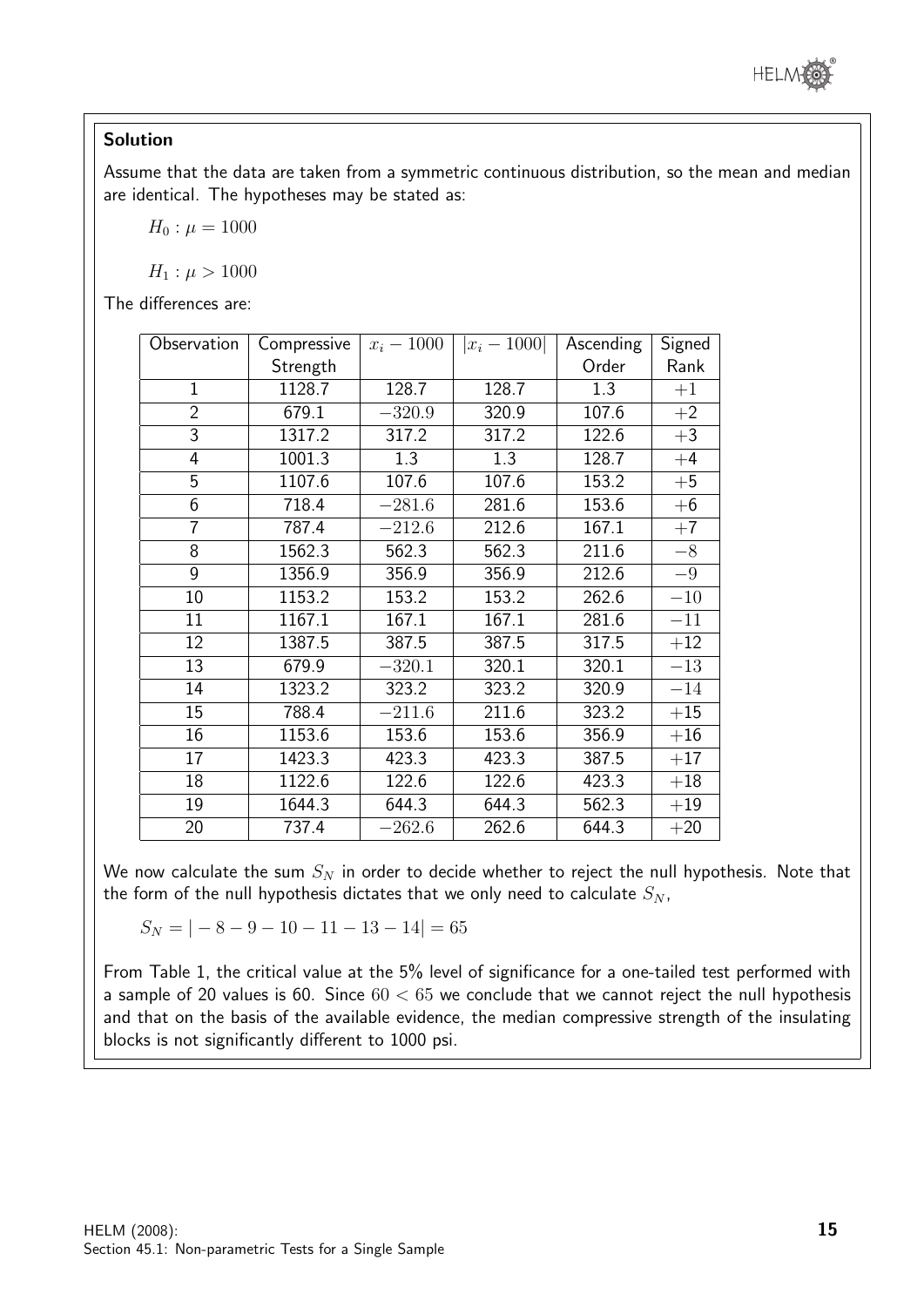**Solution**

Assume that the data are taken from a symmetric continuous distribution, so the mean and median are identical. The hypotheses may be stated as:

$H_0 : \mu = 1000$

$H_1 : \mu > 1000$

The differences are:

| Observation | Compressive Strength | $x_i - 1000$ | $\|x_i - 1000\|$ | Ascending Order | Signed Rank |
|---|---|---|---|---|---|
| 1 | 1128.7 | 128.7 | 128.7 | 1.3 | $+1$ |
| 2 | 679.1 | $-320.9$ | 320.9 | 107.6 | $+2$ |
| 3 | 1317.2 | 317.2 | 317.2 | 122.6 | $+3$ |
| 4 | 1001.3 | 1.3 | 1.3 | 128.7 | $+4$ |
| 5 | 1107.6 | 107.6 | 107.6 | 153.2 | $+5$ |
| 6 | 718.4 | $-281.6$ | 281.6 | 153.6 | $+6$ |
| 7 | 787.4 | $-212.6$ | 212.6 | 167.1 | $+7$ |
| 8 | 1562.3 | 562.3 | 562.3 | 211.6 | $-8$ |
| 9 | 1356.9 | 356.9 | 356.9 | 212.6 | $-9$ |
| 10 | 1153.2 | 153.2 | 153.2 | 262.6 | $-10$ |
| 11 | 1167.1 | 167.1 | 167.1 | 281.6 | $-11$ |
| 12 | 1387.5 | 387.5 | 387.5 | 317.5 | $+12$ |
| 13 | 679.9 | $-320.1$ | 320.1 | 320.1 | $-13$ |
| 14 | 1323.2 | 323.2 | 323.2 | 320.9 | $-14$ |
| 15 | 788.4 | $-211.6$ | 211.6 | 323.2 | $+15$ |
| 16 | 1153.6 | 153.6 | 153.6 | 356.9 | $+16$ |
| 17 | 1423.3 | 423.3 | 423.3 | 387.5 | $+17$ |
| 18 | 1122.6 | 122.6 | 122.6 | 423.3 | $+18$ |
| 19 | 1644.3 | 644.3 | 644.3 | 562.3 | $+19$ |
| 20 | 737.4 | $-262.6$ | 262.6 | 644.3 | $+20$ |

We now calculate the sum $S_N$ in order to decide whether to reject the null hypothesis. Note that the form of the null hypothesis dictates that we only need to calculate $S_N$,

$S_N = |-8 - 9 - 10 - 11 - 13 - 14| = 65$

From Table 1, the critical value at the 5% level of significance for a one-tailed test performed with a sample of 20 values is 60. Since $60 < 65$ we conclude that we cannot reject the null hypothesis and that on the basis of the available evidence, the median compressive strength of the insulating blocks is not significantly different to 1000 psi.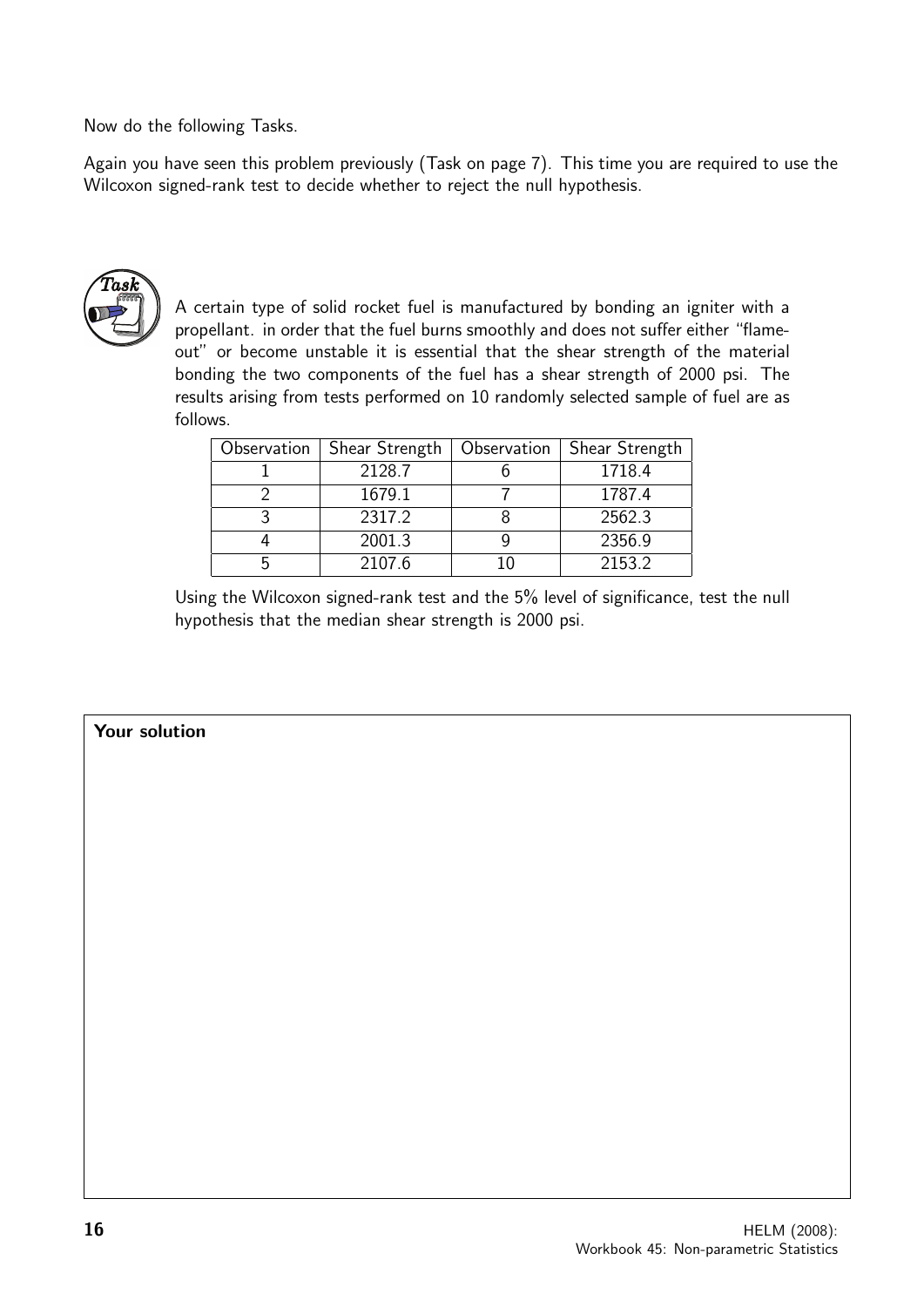Now do the following Tasks.

Again you have seen this problem previously (Task on page 7). This time you are required to use the Wilcoxon signed-rank test to decide whether to reject the null hypothesis.

**Task**

A certain type of solid rocket fuel is manufactured by bonding an igniter with a propellant. in order that the fuel burns smoothly and does not suffer either "flame-out" or become unstable it is essential that the shear strength of the material bonding the two components of the fuel has a shear strength of 2000 psi. The results arising from tests performed on 10 randomly selected sample of fuel are as follows.

| Observation | Shear Strength | Observation | Shear Strength |
|---|---|---|---|
| 1 | 2128.7 | 6 | 1718.4 |
| 2 | 1679.1 | 7 | 1787.4 |
| 3 | 2317.2 | 8 | 2562.3 |
| 4 | 2001.3 | 9 | 2356.9 |
| 5 | 2107.6 | 10 | 2153.2 |

Using the Wilcoxon signed-rank test and the 5% level of significance, test the null hypothesis that the median shear strength is 2000 psi.

**Your solution**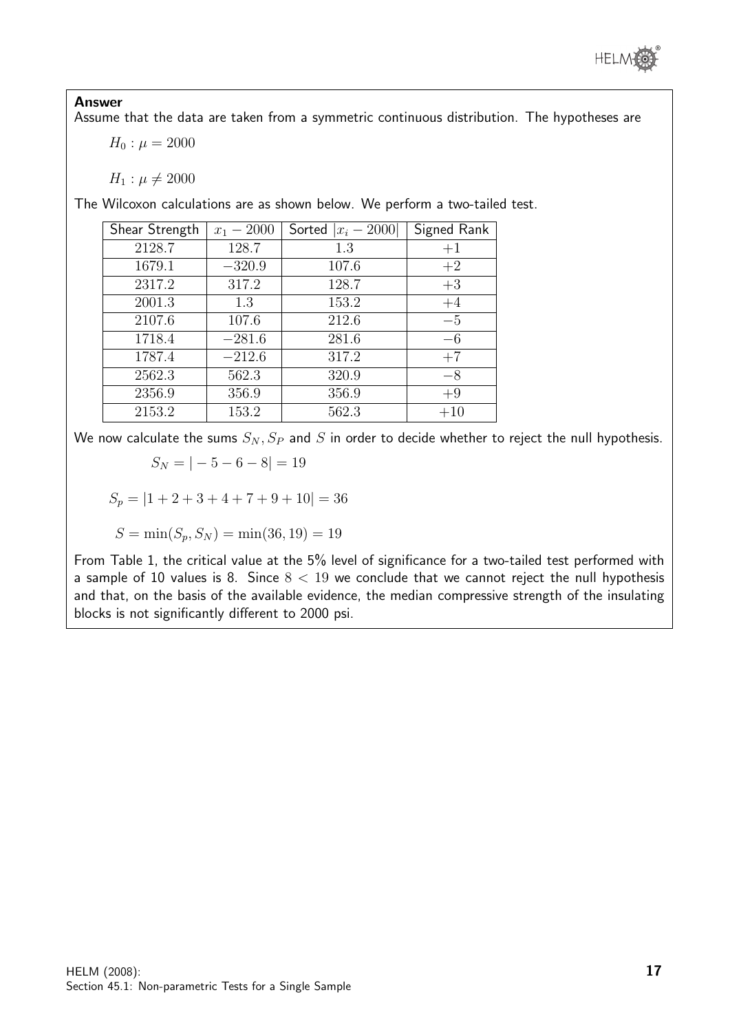**Answer**

Assume that the data are taken from a symmetric continuous distribution. The hypotheses are

$H_0 : \mu = 2000$

$H_1 : \mu \neq 2000$

The Wilcoxon calculations are as shown below. We perform a two-tailed test.

| Shear Strength | $x_1 - 2000$ | Sorted $\|x_i - 2000\|$ | Signed Rank |
|---|---|---|---|
| 2128.7 | 128.7 | 1.3 | $+1$ |
| 1679.1 | $-320.9$ | 107.6 | $+2$ |
| 2317.2 | 317.2 | 128.7 | $+3$ |
| 2001.3 | 1.3 | 153.2 | $+4$ |
| 2107.6 | 107.6 | 212.6 | $-5$ |
| 1718.4 | $-281.6$ | 281.6 | $-6$ |
| 1787.4 | $-212.6$ | 317.2 | $+7$ |
| 2562.3 | 562.3 | 320.9 | $-8$ |
| 2356.9 | 356.9 | 356.9 | $+9$ |
| 2153.2 | 153.2 | 562.3 | $+10$ |

We now calculate the sums $S_N, S_P$ and $S$ in order to decide whether to reject the null hypothesis.

$$S_N = |-5 - 6 - 8| = 19$$

$$S_p = |1 + 2 + 3 + 4 + 7 + 9 + 10| = 36$$

$$S = \min(S_p, S_N) = \min(36, 19) = 19$$

From Table 1, the critical value at the 5% level of significance for a two-tailed test performed with a sample of 10 values is 8. Since $8 < 19$ we conclude that we cannot reject the null hypothesis and that, on the basis of the available evidence, the median compressive strength of the insulating blocks is not significantly different to 2000 psi.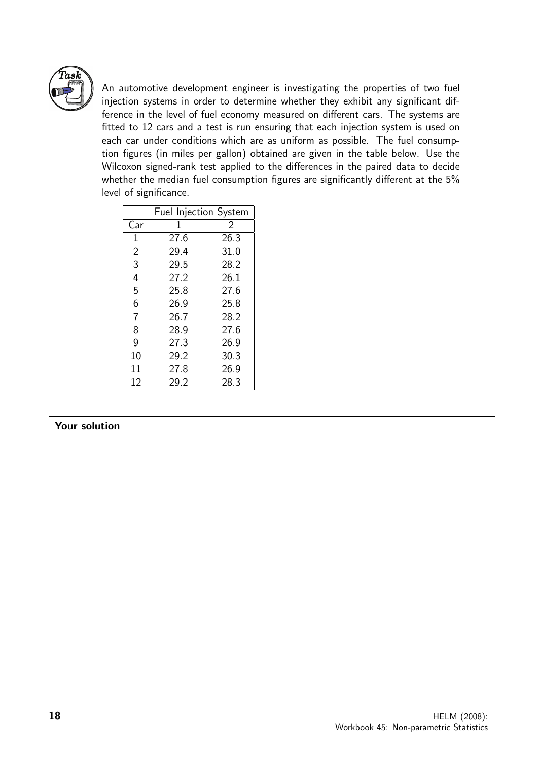**Task**

An automotive development engineer is investigating the properties of two fuel injection systems in order to determine whether they exhibit any significant difference in the level of fuel economy measured on different cars. The systems are fitted to 12 cars and a test is run ensuring that each injection system is used on each car under conditions which are as uniform as possible. The fuel consumption figures (in miles per gallon) obtained are given in the table below. Use the Wilcoxon signed-rank test applied to the differences in the paired data to decide whether the median fuel consumption figures are significantly different at the 5% level of significance.

| | Fuel Injection System | |
|---|---|---|
| Car | 1 | 2 |
| 1 | 27.6 | 26.3 |
| 2 | 29.4 | 31.0 |
| 3 | 29.5 | 28.2 |
| 4 | 27.2 | 26.1 |
| 5 | 25.8 | 27.6 |
| 6 | 26.9 | 25.8 |
| 7 | 26.7 | 28.2 |
| 8 | 28.9 | 27.6 |
| 9 | 27.3 | 26.9 |
| 10 | 29.2 | 30.3 |
| 11 | 27.8 | 26.9 |
| 12 | 29.2 | 28.3 |

**Your solution**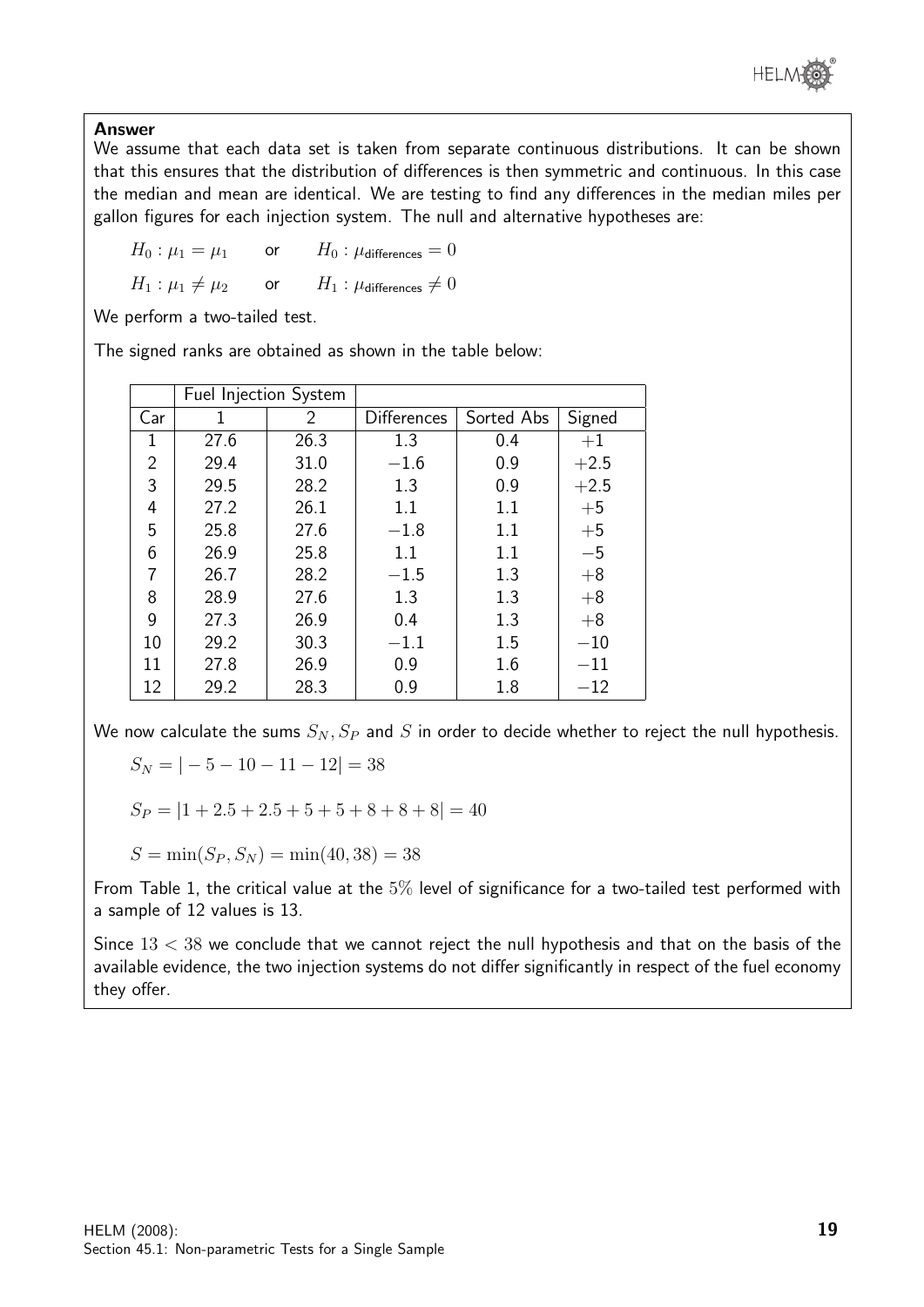**Answer**

We assume that each data set is taken from separate continuous distributions. It can be shown that this ensures that the distribution of differences is then symmetric and continuous. In this case the median and mean are identical. We are testing to find any differences in the median miles per gallon figures for each injection system. The null and alternative hypotheses are:

$H_0 : \mu_1 = \mu_1$ or $H_0 : \mu_{\text{differences}} = 0$

$H_1 : \mu_1 \neq \mu_2$ or $H_1 : \mu_{\text{differences}} \neq 0$

We perform a two-tailed test.

The signed ranks are obtained as shown in the table below:

| | Fuel Injection System | | | | |
|---|---|---|---|---|---|
| Car | 1 | 2 | Differences | Sorted Abs | Signed |
| 1 | 27.6 | 26.3 | 1.3 | 0.4 | $+1$ |
| 2 | 29.4 | 31.0 | $-1.6$ | 0.9 | $+2.5$ |
| 3 | 29.5 | 28.2 | 1.3 | 0.9 | $+2.5$ |
| 4 | 27.2 | 26.1 | 1.1 | 1.1 | $+5$ |
| 5 | 25.8 | 27.6 | $-1.8$ | 1.1 | $+5$ |
| 6 | 26.9 | 25.8 | 1.1 | 1.1 | $-5$ |
| 7 | 26.7 | 28.2 | $-1.5$ | 1.3 | $+8$ |
| 8 | 28.9 | 27.6 | 1.3 | 1.3 | $+8$ |
| 9 | 27.3 | 26.9 | 0.4 | 1.3 | $+8$ |
| 10 | 29.2 | 30.3 | $-1.1$ | 1.5 | $-10$ |
| 11 | 27.8 | 26.9 | 0.9 | 1.6 | $-11$ |
| 12 | 29.2 | 28.3 | 0.9 | 1.8 | $-12$ |

We now calculate the sums $S_N, S_P$ and $S$ in order to decide whether to reject the null hypothesis.

$S_N = |-5 - 10 - 11 - 12| = 38$

$S_P = |1 + 2.5 + 2.5 + 5 + 5 + 8 + 8 + 8| = 40$

$S = \min(S_P, S_N) = \min(40, 38) = 38$

From Table 1, the critical value at the 5% level of significance for a two-tailed test performed with a sample of 12 values is 13.

Since $13 < 38$ we conclude that we cannot reject the null hypothesis and that on the basis of the available evidence, the two injection systems do not differ significantly in respect of the fuel economy they offer.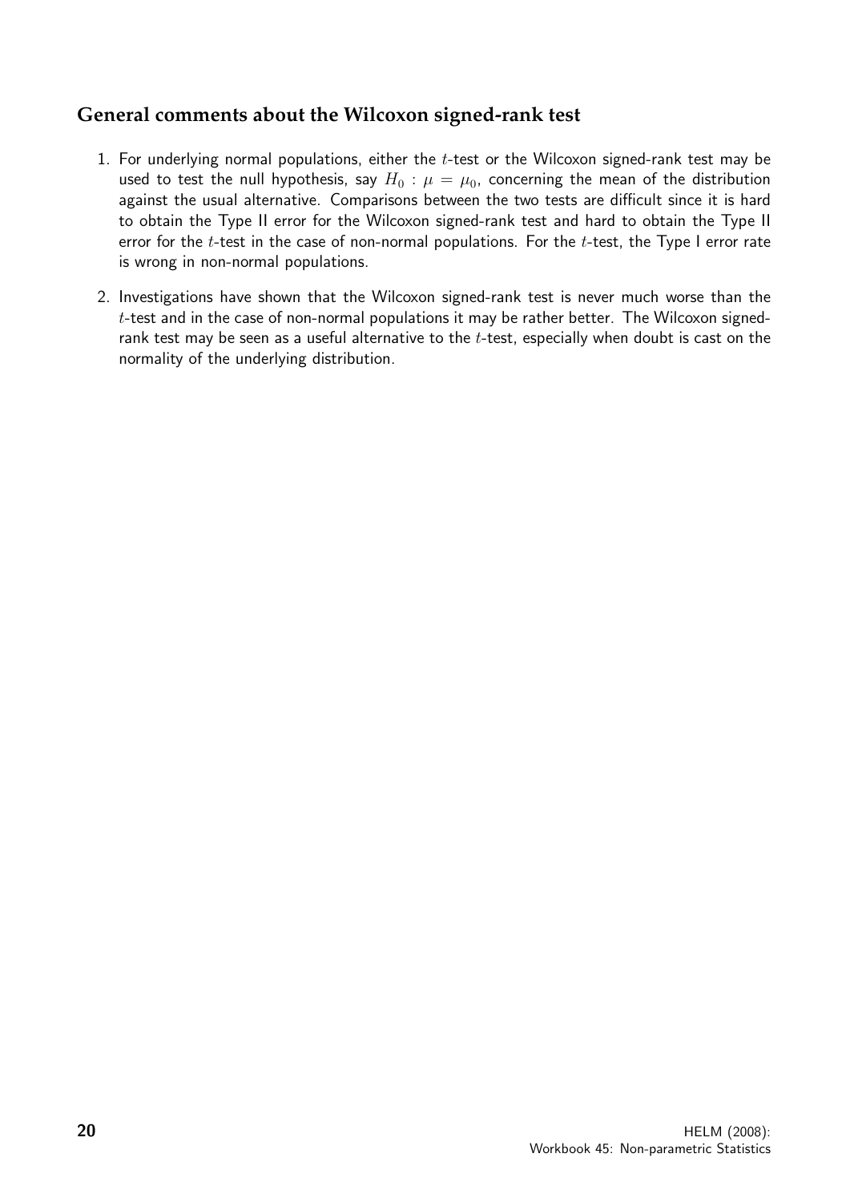## General comments about the Wilcoxon signed-rank test

1. For underlying normal populations, either the $t$-test or the Wilcoxon signed-rank test may be used to test the null hypothesis, say $H_0 : \mu = \mu_0$, concerning the mean of the distribution against the usual alternative. Comparisons between the two tests are difficult since it is hard to obtain the Type II error for the Wilcoxon signed-rank test and hard to obtain the Type II error for the $t$-test in the case of non-normal populations. For the $t$-test, the Type I error rate is wrong in non-normal populations.

2. Investigations have shown that the Wilcoxon signed-rank test is never much worse than the $t$-test and in the case of non-normal populations it may be rather better. The Wilcoxon signed-rank test may be seen as a useful alternative to the $t$-test, especially when doubt is cast on the normality of the underlying distribution.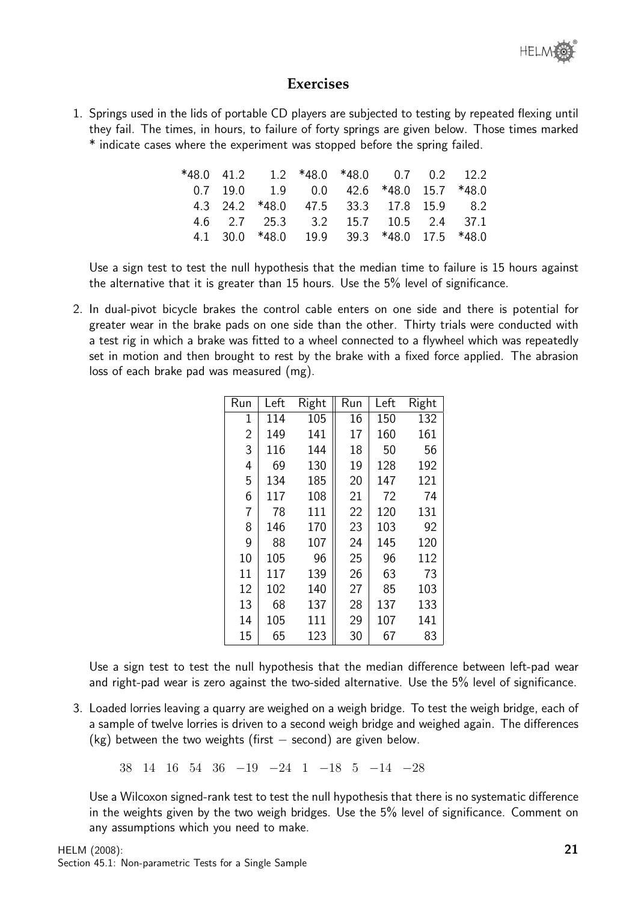## Exercises

1. Springs used in the lids of portable CD players are subjected to testing by repeated flexing until they fail. The times, in hours, to failure of forty springs are given below. Those times marked * indicate cases where the experiment was stopped before the spring failed.

| | | | | | | | |
|---|---|---|---|---|---|---|---|
| *48.0 | 41.2 | 1.2 | *48.0 | *48.0 | 0.7 | 0.2 | 12.2 |
| 0.7 | 19.0 | 1.9 | 0.0 | 42.6 | *48.0 | 15.7 | *48.0 |
| 4.3 | 24.2 | *48.0 | 47.5 | 33.3 | 17.8 | 15.9 | 8.2 |
| 4.6 | 2.7 | 25.3 | 3.2 | 15.7 | 10.5 | 2.4 | 37.1 |
| 4.1 | 30.0 | *48.0 | 19.9 | 39.3 | *48.0 | 17.5 | *48.0 |

Use a sign test to test the null hypothesis that the median time to failure is 15 hours against the alternative that it is greater than 15 hours. Use the 5% level of significance.

2. In dual-pivot bicycle brakes the control cable enters on one side and there is potential for greater wear in the brake pads on one side than the other. Thirty trials were conducted with a test rig in which a brake was fitted to a wheel connected to a flywheel which was repeatedly set in motion and then brought to rest by the brake with a fixed force applied. The abrasion loss of each brake pad was measured (mg).

| Run | Left | Right | Run | Left | Right |
|---|---|---|---|---|---|
| 1 | 114 | 105 | 16 | 150 | 132 |
| 2 | 149 | 141 | 17 | 160 | 161 |
| 3 | 116 | 144 | 18 | 50 | 56 |
| 4 | 69 | 130 | 19 | 128 | 192 |
| 5 | 134 | 185 | 20 | 147 | 121 |
| 6 | 117 | 108 | 21 | 72 | 74 |
| 7 | 78 | 111 | 22 | 120 | 131 |
| 8 | 146 | 170 | 23 | 103 | 92 |
| 9 | 88 | 107 | 24 | 145 | 120 |
| 10 | 105 | 96 | 25 | 96 | 112 |
| 11 | 117 | 139 | 26 | 63 | 73 |
| 12 | 102 | 140 | 27 | 85 | 103 |
| 13 | 68 | 137 | 28 | 137 | 133 |
| 14 | 105 | 111 | 29 | 107 | 141 |
| 15 | 65 | 123 | 30 | 67 | 83 |

Use a sign test to test the null hypothesis that the median difference between left-pad wear and right-pad wear is zero against the two-sided alternative. Use the 5% level of significance.

3. Loaded lorries leaving a quarry are weighed on a weigh bridge. To test the weigh bridge, each of a sample of twelve lorries is driven to a second weigh bridge and weighed again. The differences (kg) between the two weights (first − second) are given below.

$$38 \quad 14 \quad 16 \quad 54 \quad 36 \quad -19 \quad -24 \quad 1 \quad -18 \quad 5 \quad -14 \quad -28$$

Use a Wilcoxon signed-rank test to test the null hypothesis that there is no systematic difference in the weights given by the two weigh bridges. Use the 5% level of significance. Comment on any assumptions which you need to make.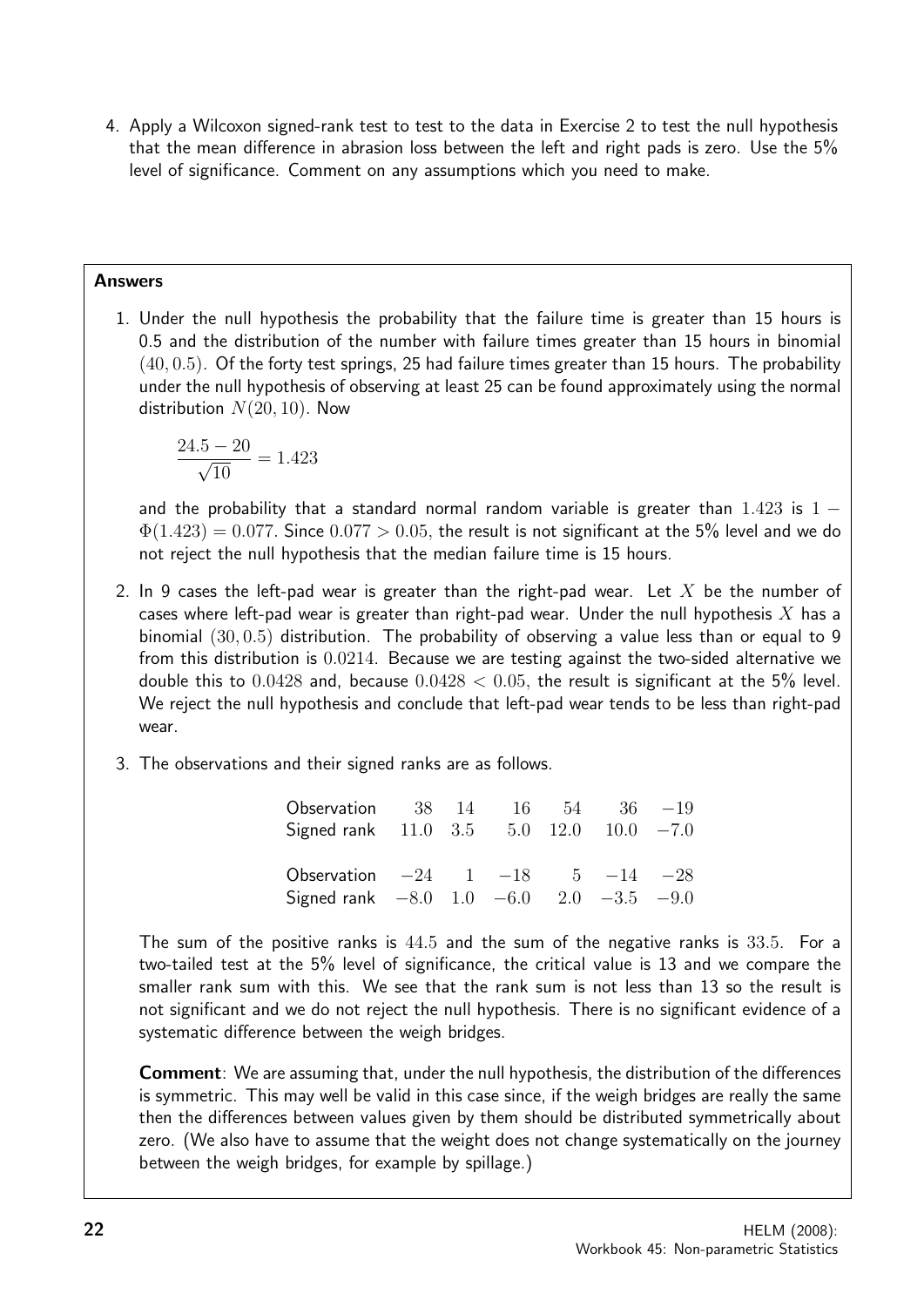4. Apply a Wilcoxon signed-rank test to test to the data in Exercise 2 to test the null hypothesis that the mean difference in abrasion loss between the left and right pads is zero. Use the 5% level of significance. Comment on any assumptions which you need to make.

## Answers

1. Under the null hypothesis the probability that the failure time is greater than 15 hours is 0.5 and the distribution of the number with failure times greater than 15 hours in binomial $(40, 0.5)$. Of the forty test springs, 25 had failure times greater than 15 hours. The probability under the null hypothesis of observing at least 25 can be found approximately using the normal distribution $N(20, 10)$. Now

$$\frac{24.5 - 20}{\sqrt{10}} = 1.423$$

and the probability that a standard normal random variable is greater than $1.423$ is $1 - \Phi(1.423) = 0.077$. Since $0.077 > 0.05$, the result is not significant at the 5% level and we do not reject the null hypothesis that the median failure time is 15 hours.

2. In 9 cases the left-pad wear is greater than the right-pad wear. Let $X$ be the number of cases where left-pad wear is greater than right-pad wear. Under the null hypothesis $X$ has a binomial $(30, 0.5)$ distribution. The probability of observing a value less than or equal to 9 from this distribution is $0.0214$. Because we are testing against the two-sided alternative we double this to $0.0428$ and, because $0.0428 < 0.05$, the result is significant at the 5% level. We reject the null hypothesis and conclude that left-pad wear tends to be less than right-pad wear.

3. The observations and their signed ranks are as follows.

| Observation | 38 | 14 | 16 | 54 | 36 | $-19$ |
|---|---|---|---|---|---|---|
| Signed rank | 11.0 | 3.5 | 5.0 | 12.0 | 10.0 | $-7.0$ |

| Observation | $-24$ | 1 | $-18$ | 5 | $-14$ | $-28$ |
|---|---|---|---|---|---|---|
| Signed rank | $-8.0$ | 1.0 | $-6.0$ | 2.0 | $-3.5$ | $-9.0$ |

The sum of the positive ranks is $44.5$ and the sum of the negative ranks is $33.5$. For a two-tailed test at the 5% level of significance, the critical value is 13 and we compare the smaller rank sum with this. We see that the rank sum is not less than 13 so the result is not significant and we do not reject the null hypothesis. There is no significant evidence of a systematic difference between the weigh bridges.

**Comment**: We are assuming that, under the null hypothesis, the distribution of the differences is symmetric. This may well be valid in this case since, if the weigh bridges are really the same then the differences between values given by them should be distributed symmetrically about zero. (We also have to assume that the weight does not change systematically on the journey between the weigh bridges, for example by spillage.)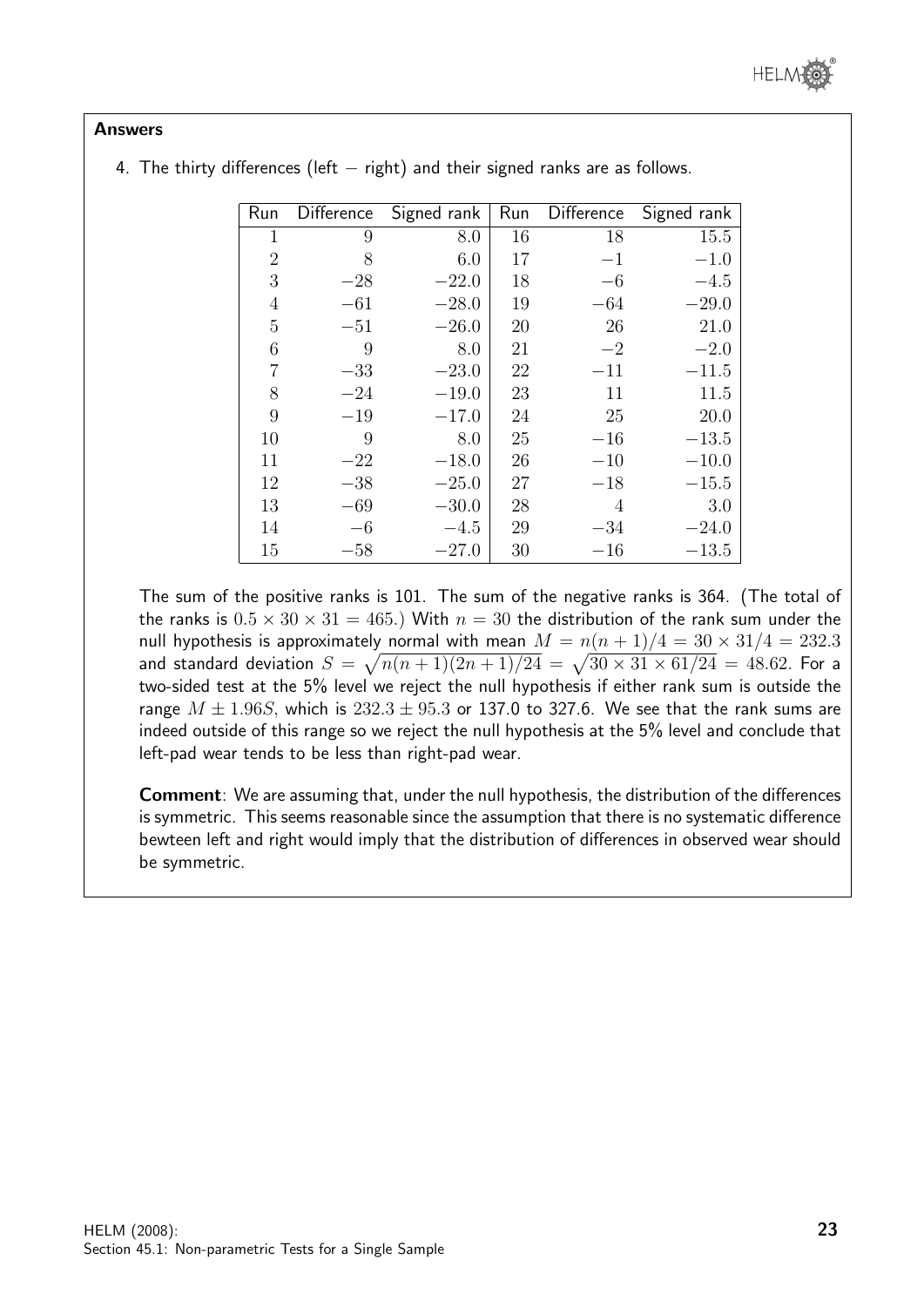**Answers**

4. The thirty differences (left − right) and their signed ranks are as follows.

| Run | Difference | Signed rank | Run | Difference | Signed rank |
|---|---|---|---|---|---|
| 1 | 9 | 8.0 | 16 | 18 | 15.5 |
| 2 | 8 | 6.0 | 17 | −1 | −1.0 |
| 3 | −28 | −22.0 | 18 | −6 | −4.5 |
| 4 | −61 | −28.0 | 19 | −64 | −29.0 |
| 5 | −51 | −26.0 | 20 | 26 | 21.0 |
| 6 | 9 | 8.0 | 21 | −2 | −2.0 |
| 7 | −33 | −23.0 | 22 | −11 | −11.5 |
| 8 | −24 | −19.0 | 23 | 11 | 11.5 |
| 9 | −19 | −17.0 | 24 | 25 | 20.0 |
| 10 | 9 | 8.0 | 25 | −16 | −13.5 |
| 11 | −22 | −18.0 | 26 | −10 | −10.0 |
| 12 | −38 | −25.0 | 27 | −18 | −15.5 |
| 13 | −69 | −30.0 | 28 | 4 | 3.0 |
| 14 | −6 | −4.5 | 29 | −34 | −24.0 |
| 15 | −58 | −27.0 | 30 | −16 | −13.5 |

The sum of the positive ranks is 101. The sum of the negative ranks is 364. (The total of the ranks is $0.5 \times 30 \times 31 = 465$.) With $n = 30$ the distribution of the rank sum under the null hypothesis is approximately normal with mean $M = n(n+1)/4 = 30 \times 31/4 = 232.3$ and standard deviation $S = \sqrt{n(n+1)(2n+1)/24} = \sqrt{30 \times 31 \times 61/24} = 48.62$. For a two-sided test at the 5% level we reject the null hypothesis if either rank sum is outside the range $M \pm 1.96S$, which is $232.3 \pm 95.3$ or 137.0 to 327.6. We see that the rank sums are indeed outside of this range so we reject the null hypothesis at the 5% level and conclude that left-pad wear tends to be less than right-pad wear.

**Comment**: We are assuming that, under the null hypothesis, the distribution of the differences is symmetric. This seems reasonable since the assumption that there is no systematic difference bewteen left and right would imply that the distribution of differences in observed wear should be symmetric.